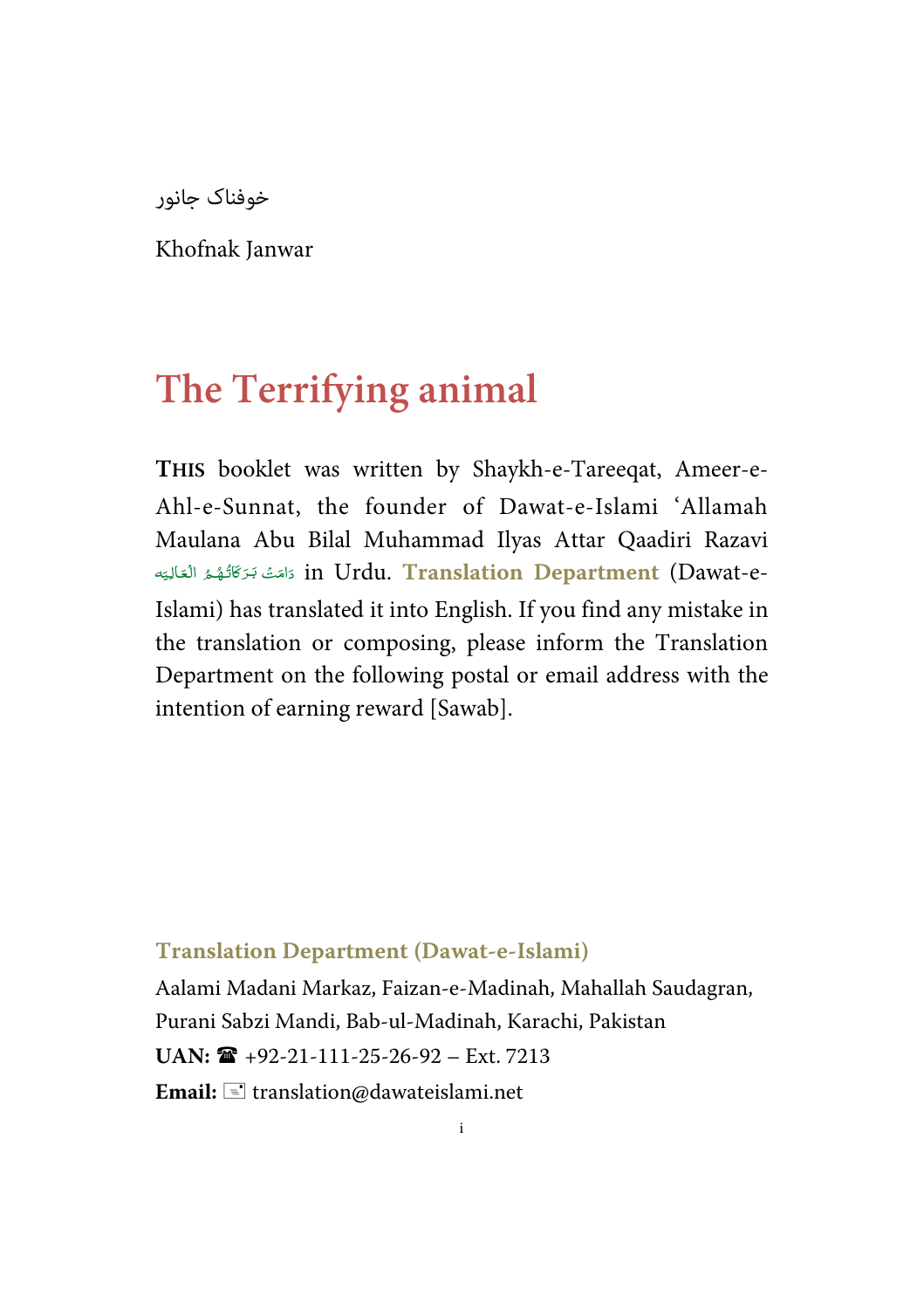خوفناک جانور

Khofnak Janwar

# The Terrifying animal

**THIS** booklet was written by Shaykh-e-Tareeqat, Ameer-e-Ahl-e-Sunnat, the founder of Dawat-e-Islami 'Allamah Maulana Abu Bilal Muhammad Ilyas Attar Qaadiri Razavi دَامَتْ بَرَكَاتُهُمُ الْعَالِيَه in Urdu. **Translation Department** (Dawat-e-Islami) has translated it into English. If you find any mistake in the translation or composing, please inform the Translation Department on the following postal or email address with the intention of earning reward [Sawab].

**Translation Department (Dawat-e-Islami)**

Aalami Madani Markaz, Faizan-e-Madinah, Mahallah Saudagran, Purani Sabzi Mandi, Bab-ul-Madinah, Karachi, Pakistan

**UAN:** ☎ +92-21-111-25-26-92 – Ext. 7213

**Email:** translation@dawateislami.net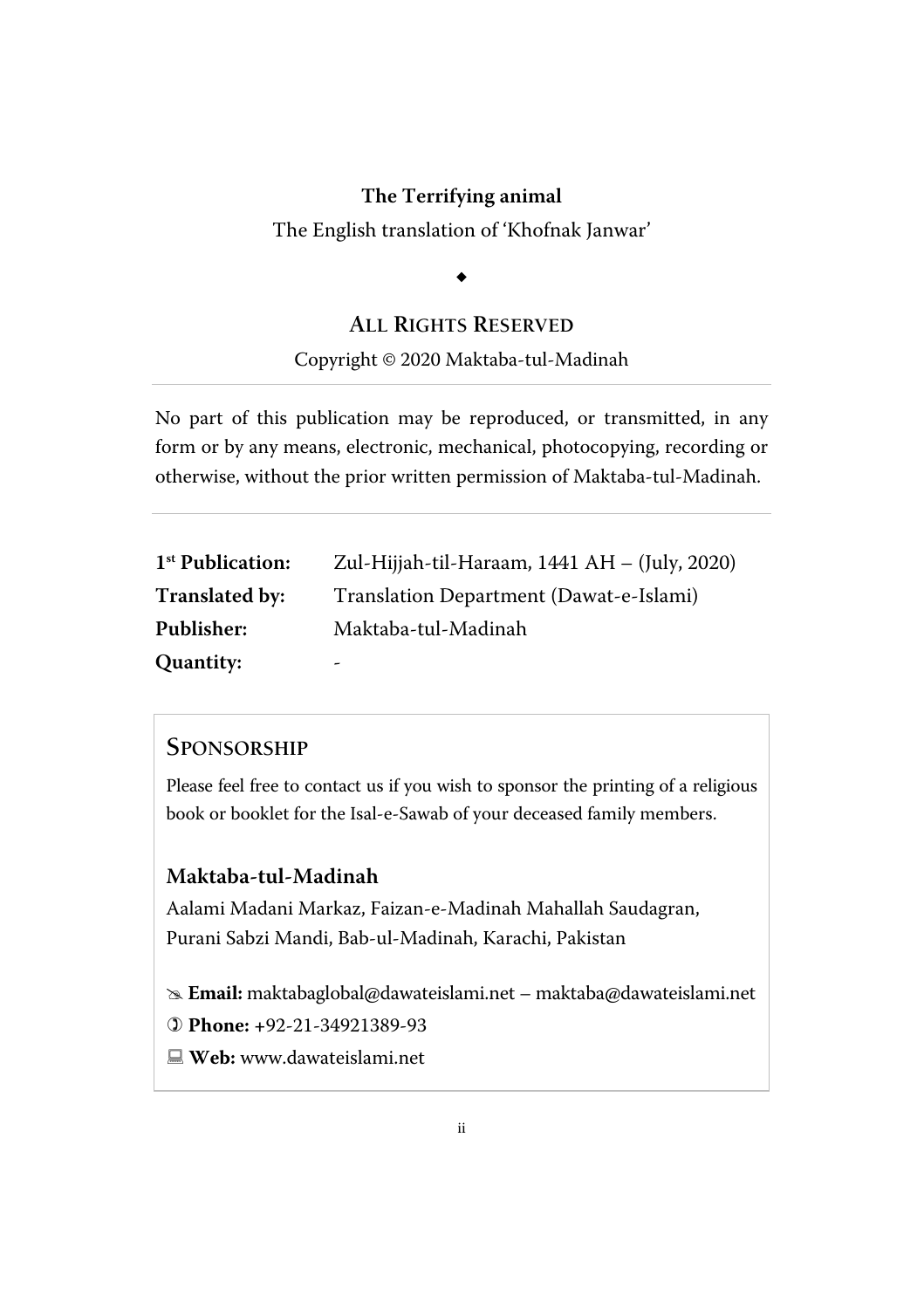**The Terrifying animal**

The English translation of 'Khofnak Janwar'

◆

## ALL RIGHTS RESERVED

Copyright © 2020 Maktaba-tul-Madinah

---

No part of this publication may be reproduced, or transmitted, in any form or by any means, electronic, mechanical, photocopying, recording or otherwise, without the prior written permission of Maktaba-tul-Madinah.

---

| | |
|---|---|
| **1st Publication:** | Zul-Hijjah-til-Haraam, 1441 AH – (July, 2020) |
| **Translated by:** | Translation Department (Dawat-e-Islami) |
| **Publisher:** | Maktaba-tul-Madinah |
| **Quantity:** | - |

## SPONSORSHIP

Please feel free to contact us if you wish to sponsor the printing of a religious book or booklet for the Isal-e-Sawab of your deceased family members.

### Maktaba-tul-Madinah

Aalami Madani Markaz, Faizan-e-Madinah Mahallah Saudagran,
Purani Sabzi Mandi, Bab-ul-Madinah, Karachi, Pakistan

**Email:** maktabaglobal@dawateislami.net – maktaba@dawateislami.net

**Phone:** +92-21-34921389-93

**Web:** www.dawateislami.net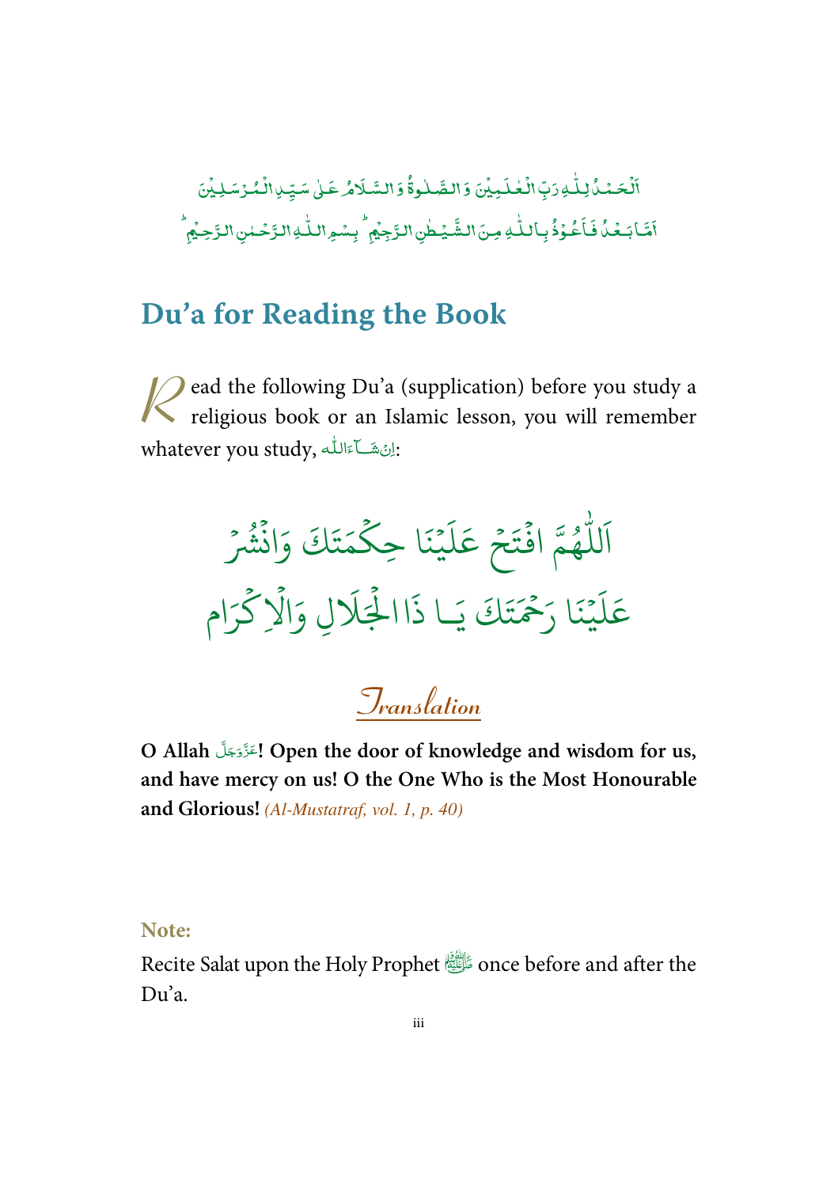اَلْحَمْدُ لِلّٰهِ رَبِّ الْعٰلَمِيْنَ وَالصَّلٰوةُ وَالسَّلَامُ عَلٰى سَيِّدِ الْمُرْسَلِيْنَ
اَمَّا بَعْدُ فَاَعُوْذُ بِاللّٰهِ مِنَ الشَّيْطٰنِ الرَّجِيْمِ ؕ بِسْمِ اللّٰهِ الرَّحْمٰنِ الرَّحِيْمِ ؕ

## Du'a for Reading the Book

Read the following Du'a (supplication) before you study a religious book or an Islamic lesson, you will remember whatever you study, اِنْ شَآءَاللّٰه:

اَللّٰهُمَّ افْتَحْ عَلَيْنَا حِكْمَتَكَ وَانْشُرْ
عَلَيْنَا رَحْمَتَكَ يَا ذَاالْجَلَالِ وَالْاِكْرَام

### Translation

**O Allah عَزَّوَجَلَّ! Open the door of knowledge and wisdom for us, and have mercy on us! O the One Who is the Most Honourable and Glorious!** *(Al-Mustatraf, vol. 1, p. 40)*

**Note:**

Recite Salat upon the Holy Prophet ﷺ once before and after the Du'a.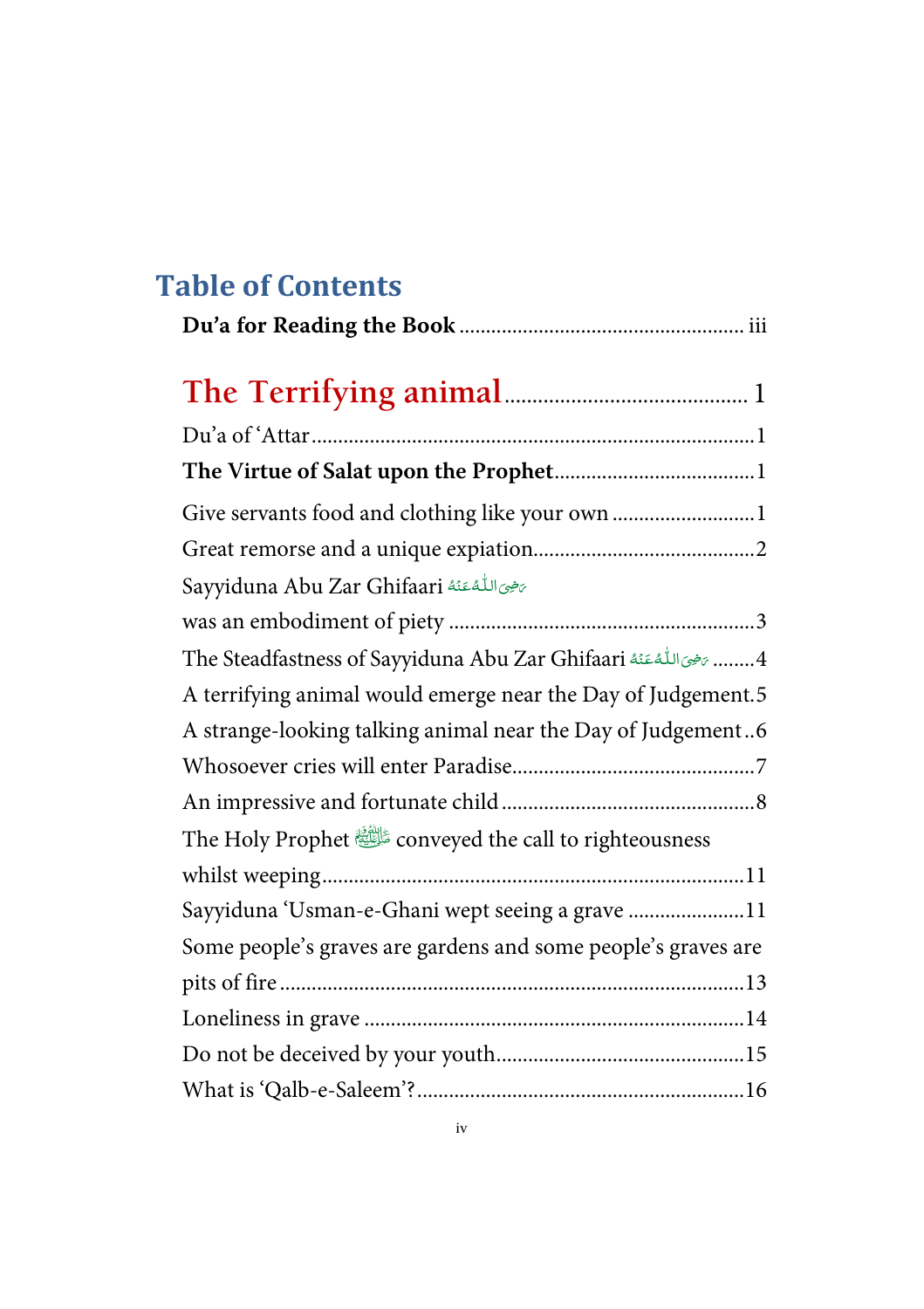## Table of Contents

**Du'a for Reading the Book** ..................................................... iii

# The Terrifying animal .......................................... 1

Du'a of 'Attar ................................................................................ 1

**The Virtue of Salat upon the Prophet** ..................................... 1

Give servants food and clothing like your own .......................... 1

Great remorse and a unique expiation ........................................ 2

Sayyiduna Abu Zar Ghifaari رَضِیَ اللّٰہُ عَنْہُ was an embodiment of piety ......................................................... 3

The Steadfastness of Sayyiduna Abu Zar Ghifaari رَضِیَ اللّٰہُ عَنْہُ ........ 4

A terrifying animal would emerge near the Day of Judgement. 5

A strange-looking talking animal near the Day of Judgement .. 6

Whosoever cries will enter Paradise ............................................ 7

An impressive and fortunate child ............................................... 8

The Holy Prophet ﷺ conveyed the call to righteousness whilst weeping ............................................................................ 11

Sayyiduna 'Usman-e-Ghani wept seeing a grave ...................... 11

Some people's graves are gardens and some people's graves are pits of fire ..................................................................................... 13

Loneliness in grave ...................................................................... 14

Do not be deceived by your youth .............................................. 15

What is 'Qalb-e-Saleem'? ............................................................ 16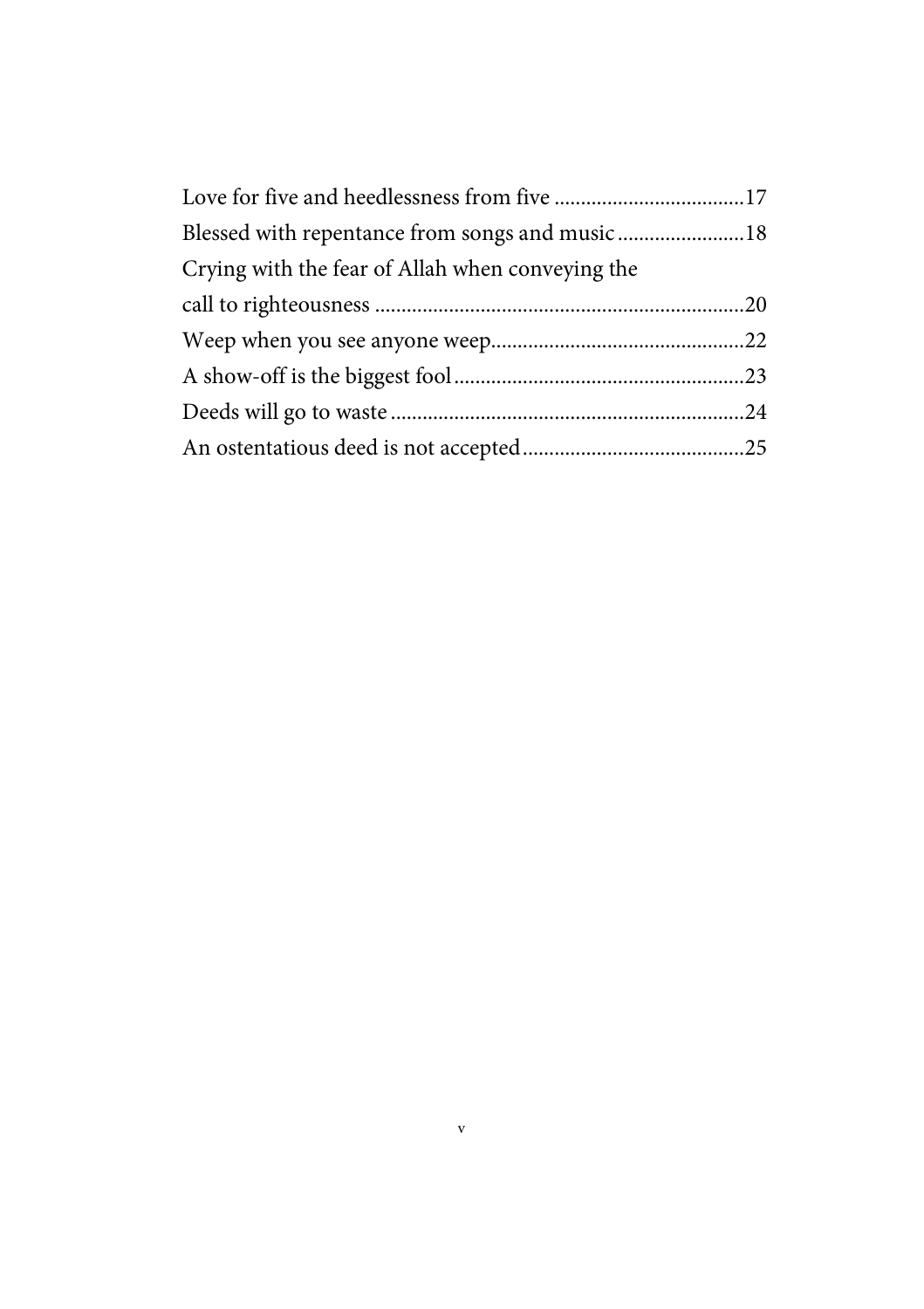Love for five and heedlessness from five ....................................17
Blessed with repentance from songs and music ........................18
Crying with the fear of Allah when conveying the call to righteousness .....................................................................20
Weep when you see anyone weep................................................22
A show-off is the biggest fool.......................................................23
Deeds will go to waste ..................................................................24
An ostentatious deed is not accepted..........................................25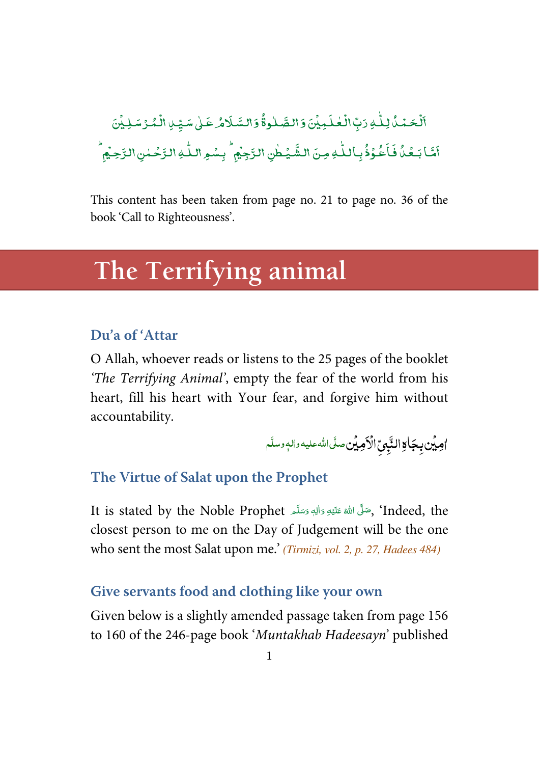اَلۡحَمۡدُ لِلّٰہِ رَبِّ الۡعٰلَمِیۡنَ وَ الصَّلٰوۃُ وَ السَّلَامُ عَلٰی سَیِّدِ الۡمُرۡسَلِیۡنَ
اَمَّا بَعۡدُ فَاَعُوۡذُ بِاللّٰہِ مِنَ الشَّیۡطٰنِ الرَّجِیۡمِ ؕ بِسۡمِ اللّٰہِ الرَّحۡمٰنِ الرَّحِیۡمِ ؕ

This content has been taken from page no. 21 to page no. 36 of the book 'Call to Righteousness'.

# The Terrifying animal

### Du'a of 'Attar

O Allah, whoever reads or listens to the 25 pages of the booklet *'The Terrifying Animal'*, empty the fear of the world from his heart, fill his heart with Your fear, and forgive him without accountability.

اٰمِیۡن بِجَاہِ النَّبِیِّ الۡاَمِیۡن صلّی اللہ علیہ واٰلہٖ وسلّم

### The Virtue of Salat upon the Prophet

It is stated by the Noble Prophet صَلَّى اللّٰهُ عَلَيْهِ وَاٰلِهٖ وَسَلَّم, 'Indeed, the closest person to me on the Day of Judgement will be the one who sent the most Salat upon me.' *(Tirmizi, vol. 2, p. 27, Hadees 484)*

### Give servants food and clothing like your own

Given below is a slightly amended passage taken from page 156 to 160 of the 246-page book '*Muntakhab Hadeesayn*' published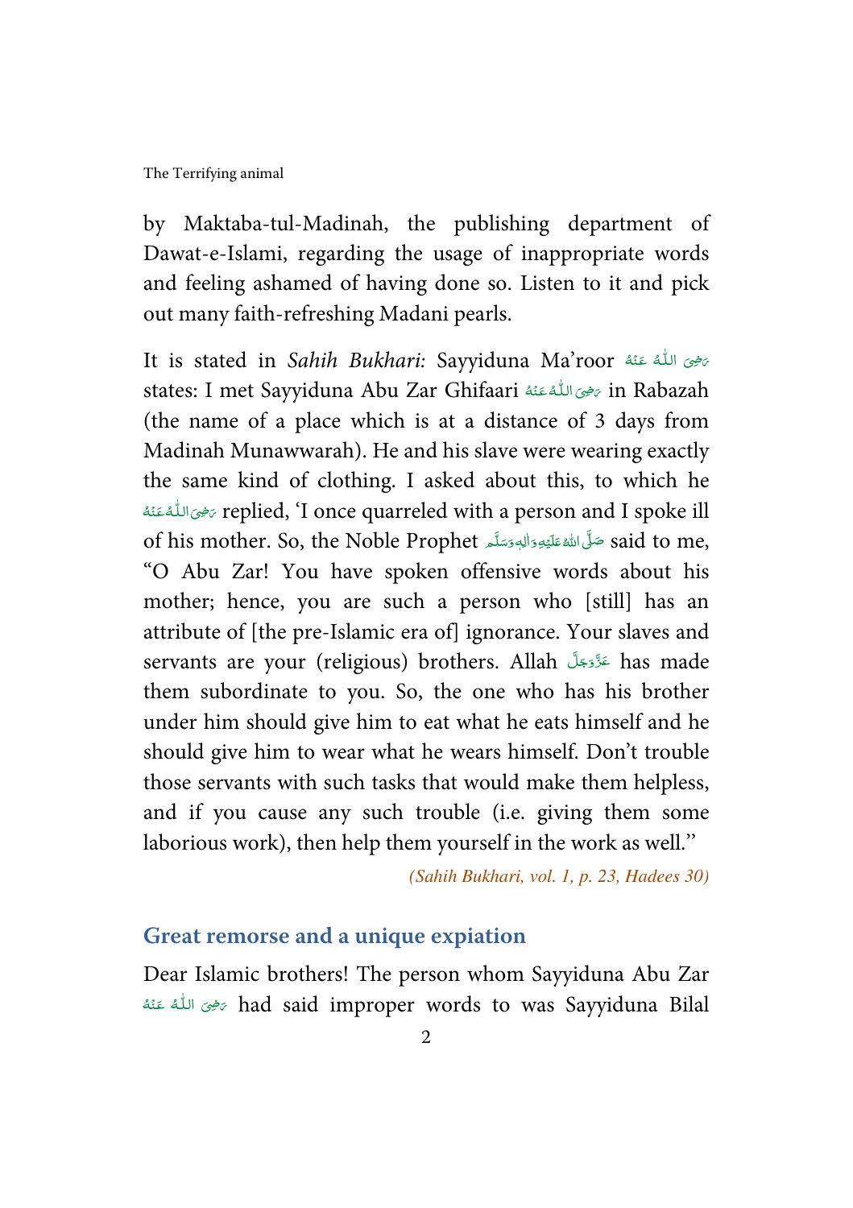by Maktaba-tul-Madinah, the publishing department of Dawat-e-Islami, regarding the usage of inappropriate words and feeling ashamed of having done so. Listen to it and pick out many faith-refreshing Madani pearls.

It is stated in *Sahih Bukhari:* Sayyiduna Ma'roor رَضِیَ اللّٰہُ عَنْہُ states: I met Sayyiduna Abu Zar Ghifaari رَضِیَ اللّٰہُ عَنْہُ in Rabazah (the name of a place which is at a distance of 3 days from Madinah Munawwarah). He and his slave were wearing exactly the same kind of clothing. I asked about this, to which he رَضِیَ اللّٰہُ عَنْہُ replied, 'I once quarreled with a person and I spoke ill of his mother. So, the Noble Prophet صَلَّی اللّٰہُ عَلَیۡہِ وَاٰلِہٖ وَسَلَّم said to me, "O Abu Zar! You have spoken offensive words about his mother; hence, you are such a person who [still] has an attribute of [the pre-Islamic era of] ignorance. Your slaves and servants are your (religious) brothers. Allah عَزَّوَجَلَّ has made them subordinate to you. So, the one who has his brother under him should give him to eat what he eats himself and he should give him to wear what he wears himself. Don't trouble those servants with such tasks that would make them helpless, and if you cause any such trouble (i.e. giving them some laborious work), then help them yourself in the work as well.''

*(Sahih Bukhari, vol. 1, p. 23, Hadees 30)*

## Great remorse and a unique expiation

Dear Islamic brothers! The person whom Sayyiduna Abu Zar رَضِیَ اللّٰہُ عَنْہُ had said improper words to was Sayyiduna Bilal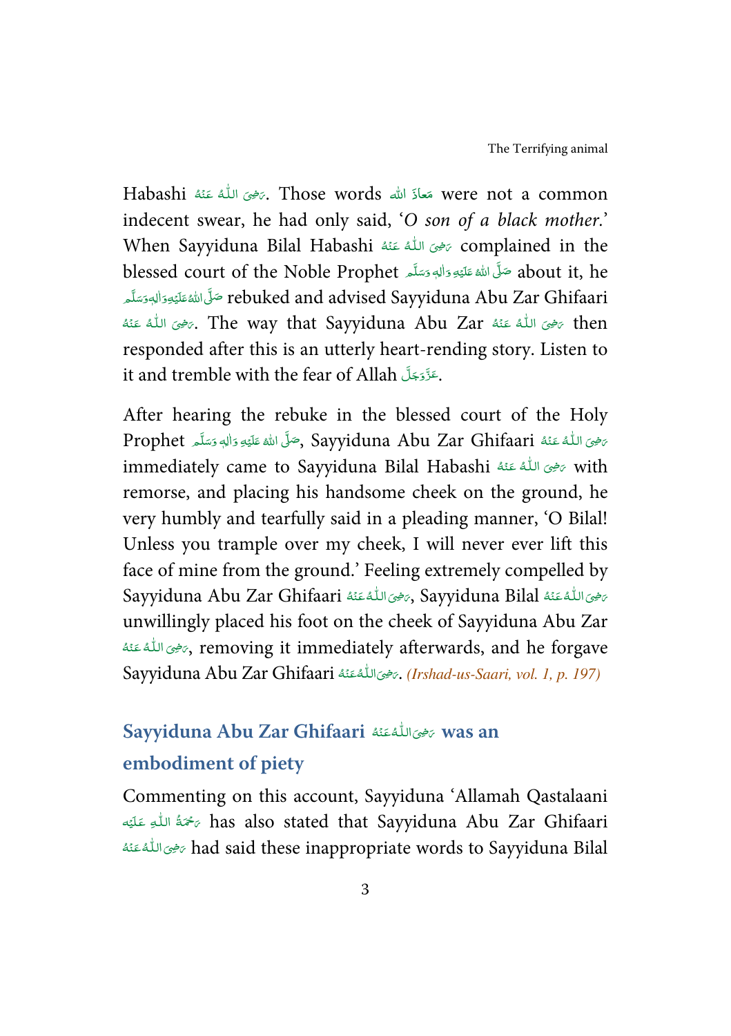Habashi رَضِیَ اللّٰہُ عَنْہُ. Those words مَعَاذَ اللہ were not a common indecent swear, he had only said, '*O son of a black mother.*' When Sayyiduna Bilal Habashi رَضِیَ اللّٰہُ عَنْہُ complained in the blessed court of the Noble Prophet صَلَّی اللہُ عَلَیْہِ وَاٰلِہٖ وَسَلَّم about it, he صَلَّی اللہُ عَلَیْہِ وَاٰلِہٖ وَسَلَّم rebuked and advised Sayyiduna Abu Zar Ghifaari رَضِیَ اللّٰہُ عَنْہُ. The way that Sayyiduna Abu Zar رَضِیَ اللّٰہُ عَنْہُ then responded after this is an utterly heart-rending story. Listen to it and tremble with the fear of Allah عَزَّوَجَلَّ.

After hearing the rebuke in the blessed court of the Holy Prophet صَلَّی اللہُ عَلَیْہِ وَاٰلِہٖ وَسَلَّم, Sayyiduna Abu Zar Ghifaari رَضِیَ اللّٰہُ عَنْہُ immediately came to Sayyiduna Bilal Habashi رَضِیَ اللّٰہُ عَنْہُ with remorse, and placing his handsome cheek on the ground, he very humbly and tearfully said in a pleading manner, 'O Bilal! Unless you trample over my cheek, I will never ever lift this face of mine from the ground.' Feeling extremely compelled by Sayyiduna Abu Zar Ghifaari رَضِیَ اللّٰہُ عَنْہُ, Sayyiduna Bilal رَضِیَ اللّٰہُ عَنْہُ unwillingly placed his foot on the cheek of Sayyiduna Abu Zar رَضِیَ اللّٰہُ عَنْہُ, removing it immediately afterwards, and he forgave Sayyiduna Abu Zar Ghifaari رَضِیَ اللّٰہُ عَنْہُ. *(Irshad-us-Saari, vol. 1, p. 197)*

## Sayyiduna Abu Zar Ghifaari رَضِیَ اللّٰہُ عَنْہُ was an embodiment of piety

Commenting on this account, Sayyiduna 'Allamah Qastalaani رَحْمَةُ اللّٰهِ عَلَيْه has also stated that Sayyiduna Abu Zar Ghifaari رَضِیَ اللّٰہُ عَنْہُ had said these inappropriate words to Sayyiduna Bilal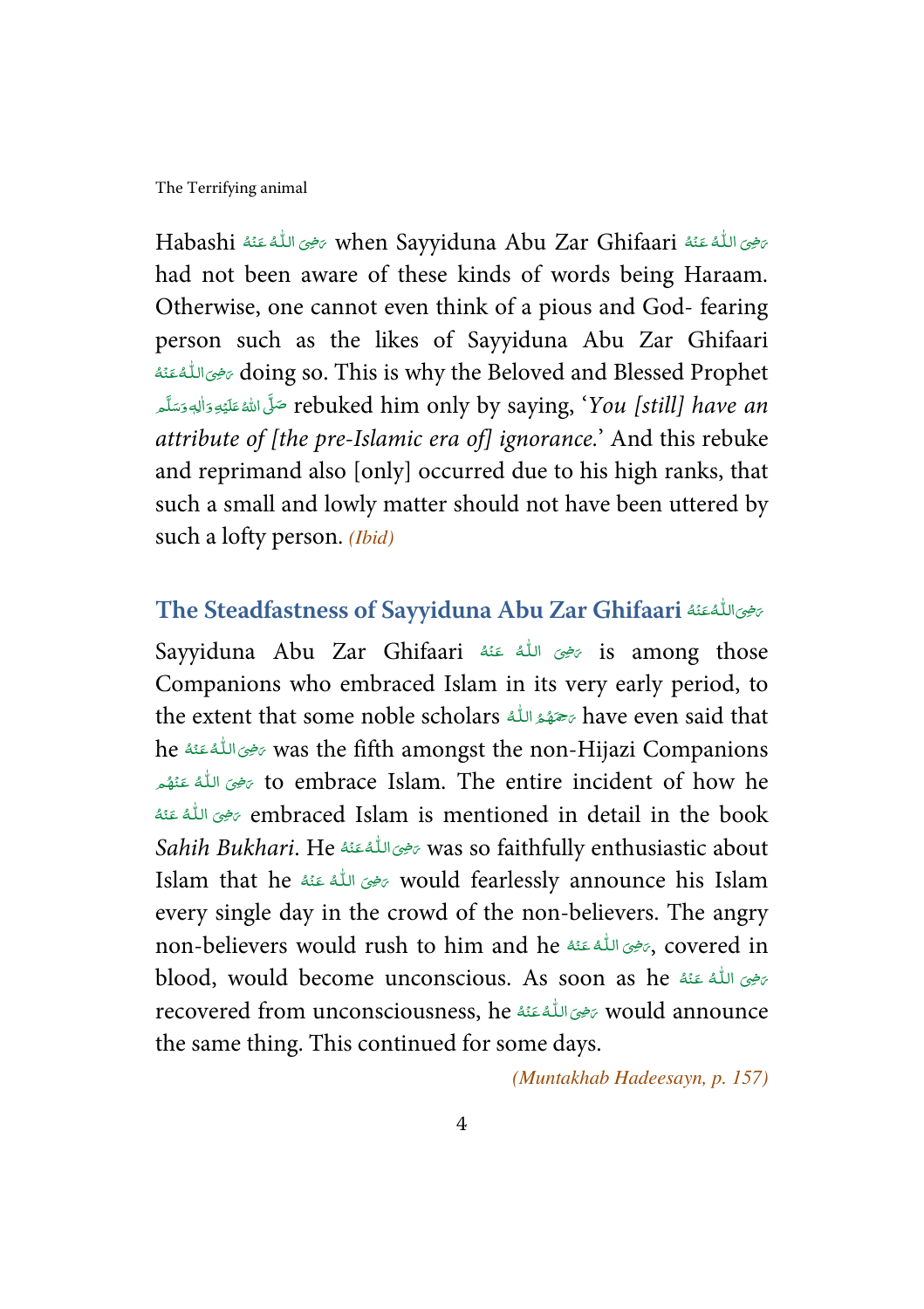Habashi رَضِىَ اللّٰهُ عَنْهُ when Sayyiduna Abu Zar Ghifaari رَضِىَ اللّٰهُ عَنْهُ had not been aware of these kinds of words being Haraam. Otherwise, one cannot even think of a pious and God- fearing person such as the likes of Sayyiduna Abu Zar Ghifaari رَضِىَ اللّٰهُ عَنْهُ doing so. This is why the Beloved and Blessed Prophet صَلَّى اللهُ عَلَيْهِ وَاٰلِهٖ وَسَلَّم rebuked him only by saying, '*You [still] have an attribute of [the pre-Islamic era of] ignorance.*' And this rebuke and reprimand also [only] occurred due to his high ranks, that such a small and lowly matter should not have been uttered by such a lofty person. *(Ibid)*

## The Steadfastness of Sayyiduna Abu Zar Ghifaari رَضِىَ اللّٰهُ عَنْهُ

Sayyiduna Abu Zar Ghifaari رَضِىَ اللّٰهُ عَنْهُ is among those Companions who embraced Islam in its very early period, to the extent that some noble scholars رَحِمَهُمُ اللّٰه have even said that he رَضِىَ اللّٰهُ عَنْهُ was the fifth amongst the non-Hijazi Companions رَضِىَ اللّٰهُ عَنْهُم to embrace Islam. The entire incident of how he رَضِىَ اللّٰهُ عَنْهُ embraced Islam is mentioned in detail in the book *Sahih Bukhari*. He رَضِىَ اللّٰهُ عَنْهُ was so faithfully enthusiastic about Islam that he رَضِىَ اللّٰهُ عَنْهُ would fearlessly announce his Islam every single day in the crowd of the non-believers. The angry non-believers would rush to him and he رَضِىَ اللّٰهُ عَنْهُ, covered in blood, would become unconscious. As soon as he رَضِىَ اللّٰهُ عَنْهُ recovered from unconsciousness, he رَضِىَ اللّٰهُ عَنْهُ would announce the same thing. This continued for some days.

*(Muntakhab Hadeesayn, p. 157)*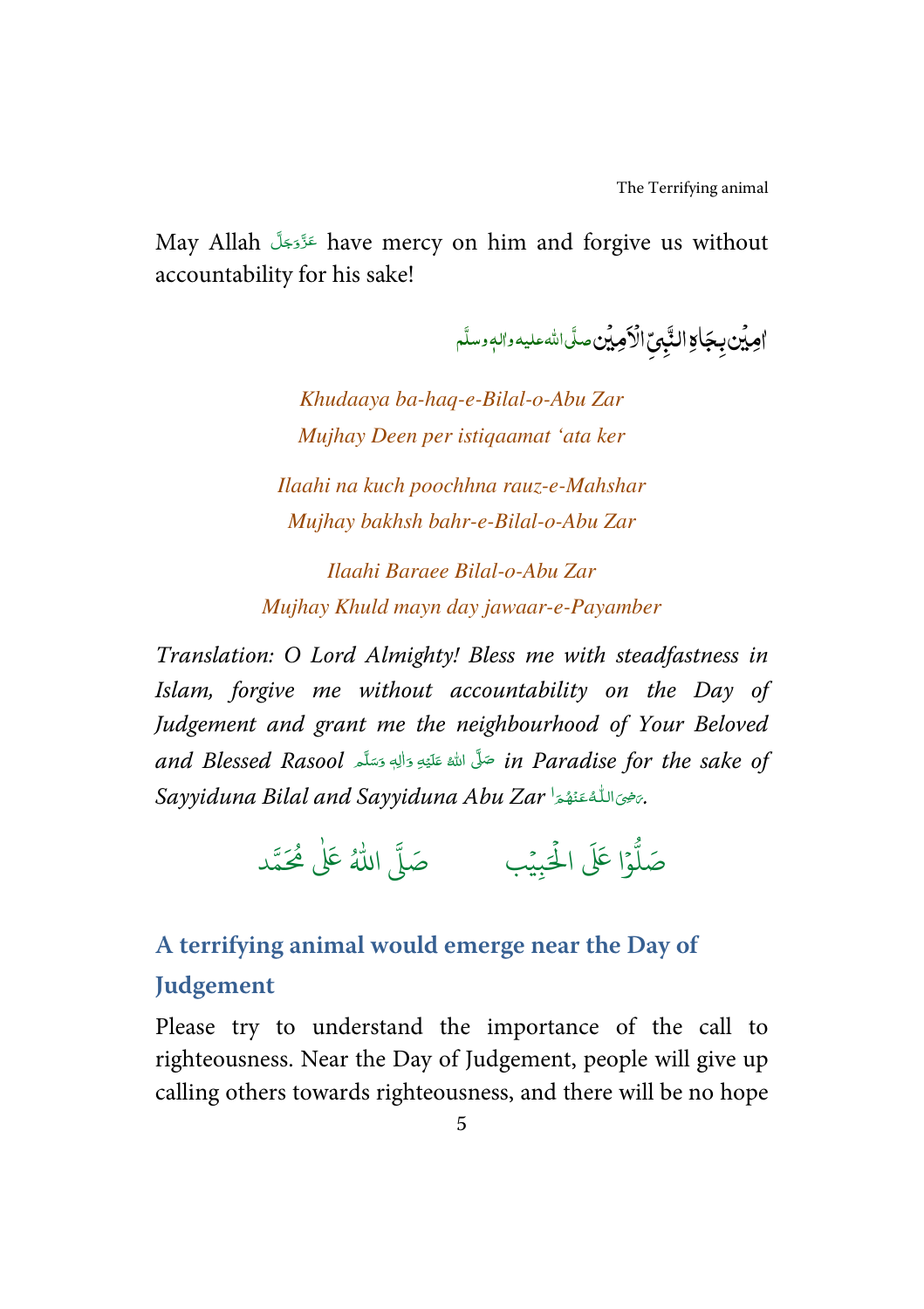May Allah عَزَّوَجَلَّ have mercy on him and forgive us without accountability for his sake!

اٰمِيْن بِجَاهِ النَّبِيِّ الْاَمِيْن صلَّى الله عليه واٰلهٖ وسلَّم

*Khudaaya ba-haq-e-Bilal-o-Abu Zar*
*Mujhay Deen per istiqaamat 'ata ker*

*Ilaahi na kuch poochhna rauz-e-Mahshar*
*Mujhay bakhsh bahr-e-Bilal-o-Abu Zar*

*Ilaahi Baraee Bilal-o-Abu Zar*
*Mujhay Khuld mayn day jawaar-e-Payamber*

*Translation: O Lord Almighty! Bless me with steadfastness in Islam, forgive me without accountability on the Day of Judgement and grant me the neighbourhood of Your Beloved and Blessed Rasool* صَلَّى اللهُ عَلَيْهِ وَاٰلِهٖ وَسَلَّم *in Paradise for the sake of Sayyiduna Bilal and Sayyiduna Abu Zar* رَضِىَ اللّٰهُ عَنْهُمَا.

صَلُّوْا عَلَى الْحَبِيْب &nbsp;&nbsp;&nbsp;&nbsp; صَلَّى اللهُ عَلٰى مُحَمَّد

## A terrifying animal would emerge near the Day of Judgement

Please try to understand the importance of the call to righteousness. Near the Day of Judgement, people will give up calling others towards righteousness, and there will be no hope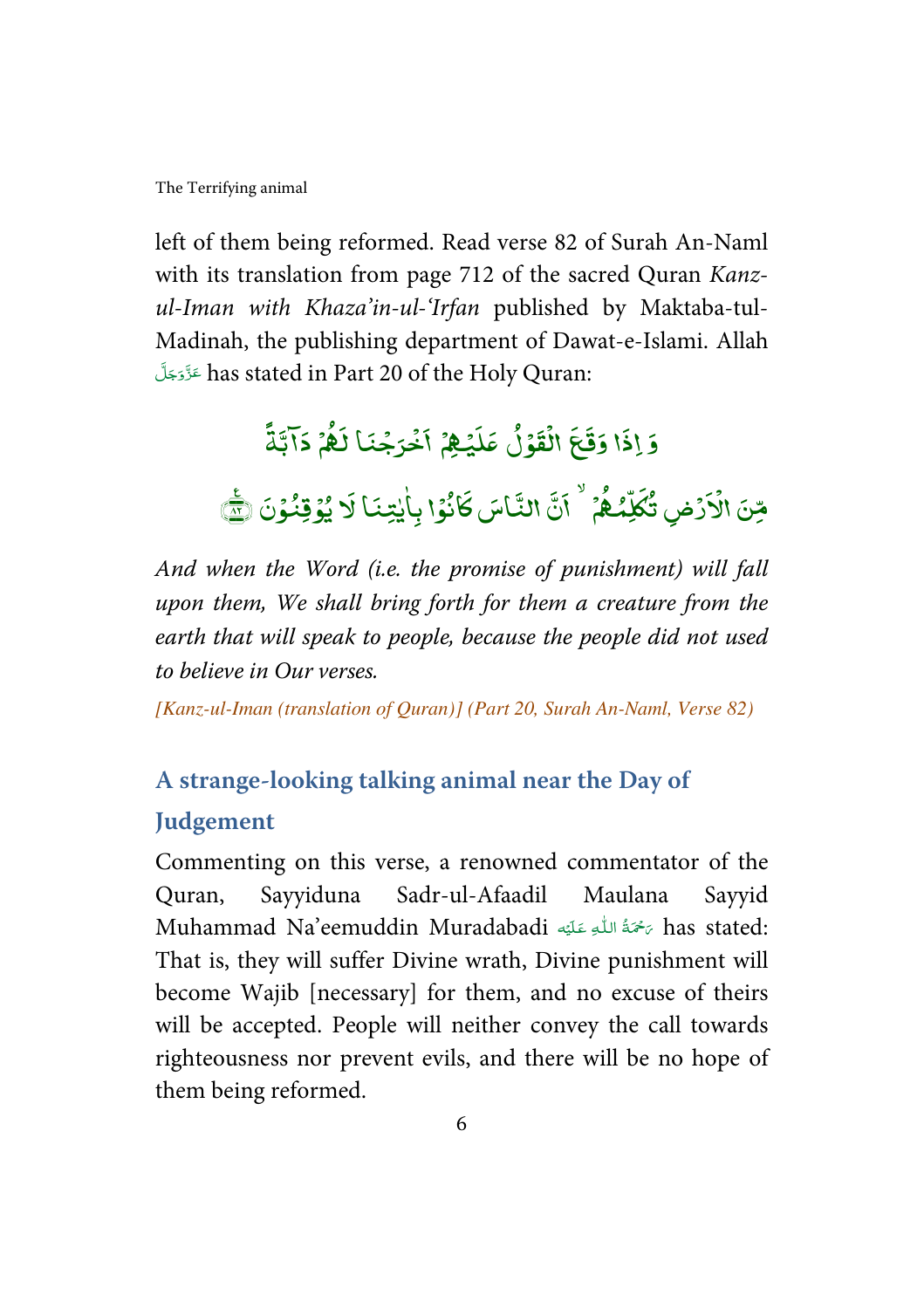left of them being reformed. Read verse 82 of Surah An-Naml with its translation from page 712 of the sacred Quran *Kanz-ul-Iman with Khaza'in-ul-'Irfan* published by Maktaba-tul-Madinah, the publishing department of Dawat-e-Islami. Allah عَزَّوَجَلَّ has stated in Part 20 of the Holy Quran:

وَ اِذَا وَقَعَ الْقَوْلُ عَلَيْهِمْ اَخْرَجْنَا لَهُمْ دَآبَّةً مِّنَ الْاَرْضِ تُكَلِّمُهُمْ ۙ اَنَّ النَّاسَ كَانُوْا بِاٰيٰتِنَا لَا يُوْقِنُوْنَ ﴿۸۲﴾

*And when the Word (i.e. the promise of punishment) will fall upon them, We shall bring forth for them a creature from the earth that will speak to people, because the people did not used to believe in Our verses.*

*[Kanz-ul-Iman (translation of Quran)] (Part 20, Surah An-Naml, Verse 82)*

## A strange-looking talking animal near the Day of Judgement

Commenting on this verse, a renowned commentator of the Quran, Sayyiduna Sadr-ul-Afaadil Maulana Sayyid Muhammad Na'eemuddin Muradabadi رَحْمَةُ اللّٰهِ عَلَيْه has stated: That is, they will suffer Divine wrath, Divine punishment will become Wajib [necessary] for them, and no excuse of theirs will be accepted. People will neither convey the call towards righteousness nor prevent evils, and there will be no hope of them being reformed.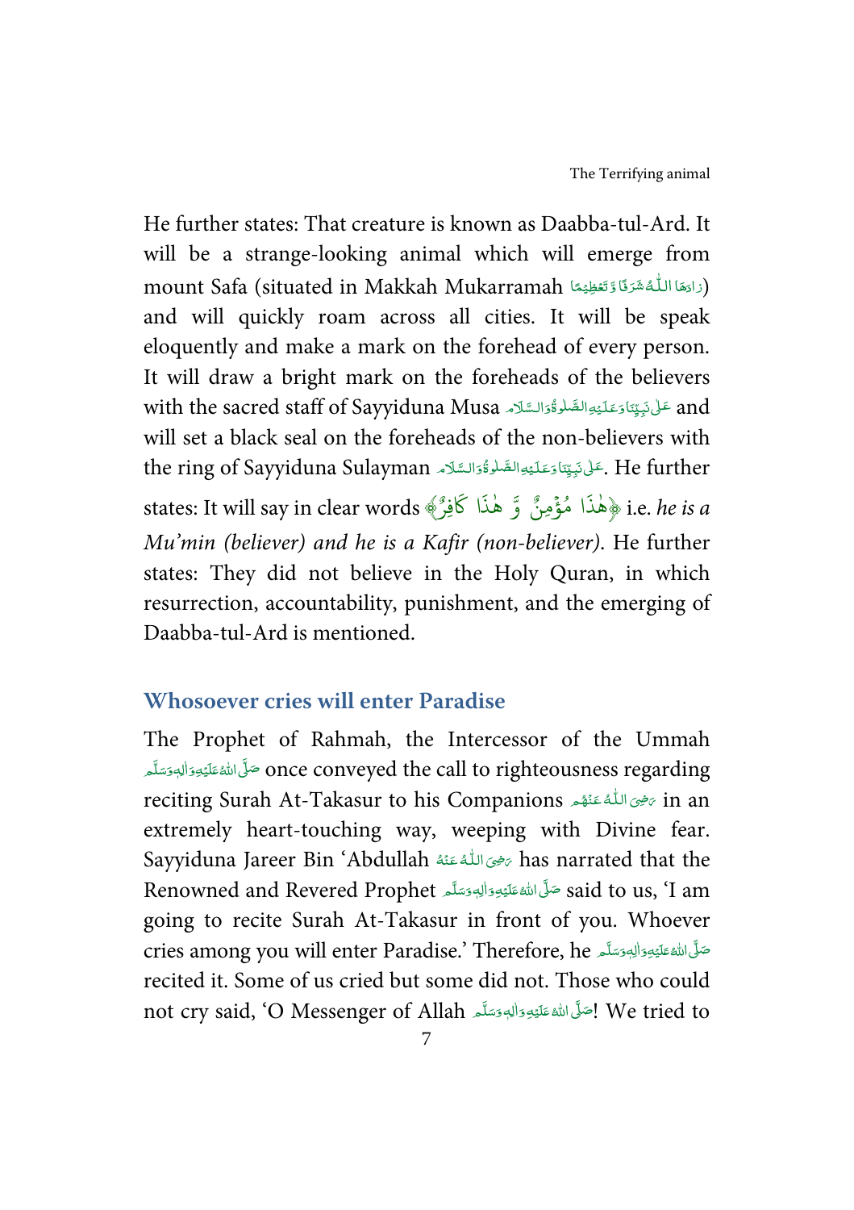He further states: That creature is known as Daabba-tul-Ard. It will be a strange-looking animal which will emerge from mount Safa (situated in Makkah Mukarramah زَادَهَا اللّٰهُ شَرَفًا وَّ تَعْظِيْمًا) and will quickly roam across all cities. It will be speak eloquently and make a mark on the forehead of every person. It will draw a bright mark on the foreheads of the believers with the sacred staff of Sayyiduna Musa عَلٰى نَبِيِّنَا وَعَلَيْهِ الصَّلٰوةُ وَالسَّلَام and will set a black seal on the foreheads of the non-believers with the ring of Sayyiduna Sulayman عَلٰى نَبِيِّنَا وَعَلَيْهِ الصَّلٰوةُ وَالسَّلَام. He further states: It will say in clear words ﴿هٰذَا مُؤْمِنٌ وَّ هٰذَا كَافِرٌ﴾ i.e. *he is a Mu'min (believer) and he is a Kafir (non-believer)*. He further states: They did not believe in the Holy Quran, in which resurrection, accountability, punishment, and the emerging of Daabba-tul-Ard is mentioned.

## Whosoever cries will enter Paradise

The Prophet of Rahmah, the Intercessor of the Ummah صَلَّى اللهُ عَلَيْهِ وَاٰلِهٖ وَسَلَّم once conveyed the call to righteousness regarding reciting Surah At-Takasur to his Companions رَضِىَ اللّٰهُ عَنْهُم in an extremely heart-touching way, weeping with Divine fear. Sayyiduna Jareer Bin 'Abdullah رَضِىَ اللّٰهُ عَنْهُ has narrated that the Renowned and Revered Prophet صَلَّى اللهُ عَلَيْهِ وَاٰلِهٖ وَسَلَّم said to us, 'I am going to recite Surah At-Takasur in front of you. Whoever cries among you will enter Paradise.' Therefore, he صَلَّى اللهُ عَلَيْهِ وَاٰلِهٖ وَسَلَّم recited it. Some of us cried but some did not. Those who could not cry said, 'O Messenger of Allah صَلَّى اللهُ عَلَيْهِ وَاٰلِهٖ وَسَلَّم! We tried to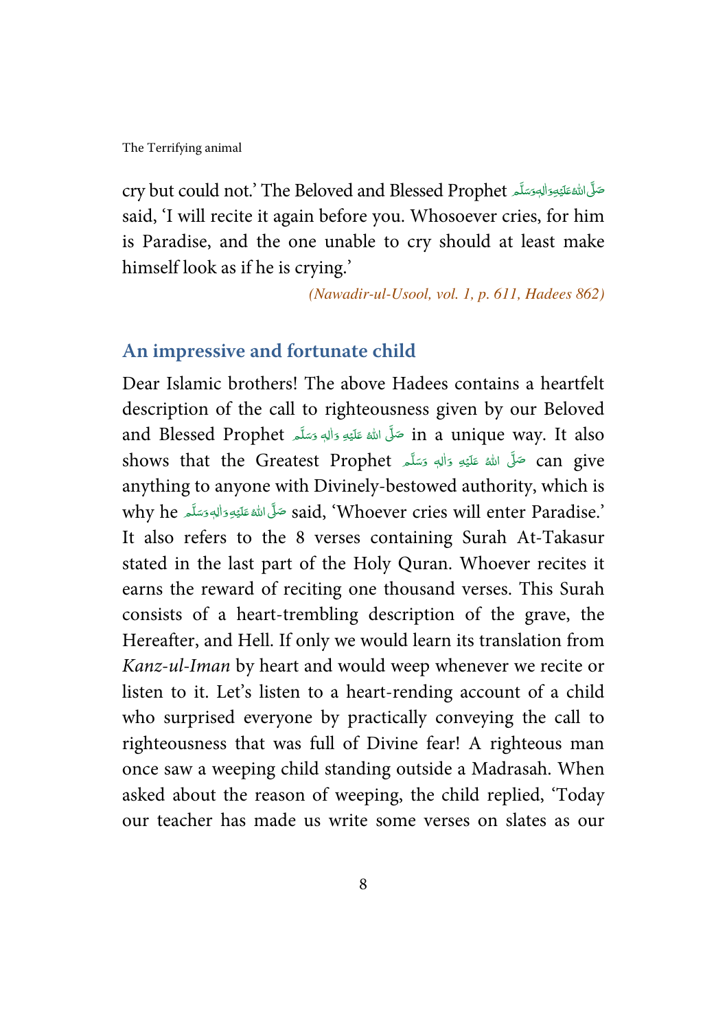cry but could not.' The Beloved and Blessed Prophet صَلَّى اللهُ عَلَيْهِ وَاٰلِهٖ وَسَلَّم said, 'I will recite it again before you. Whosoever cries, for him is Paradise, and the one unable to cry should at least make himself look as if he is crying.'

*(Nawadir-ul-Usool, vol. 1, p. 611, Hadees 862)*

## An impressive and fortunate child

Dear Islamic brothers! The above Hadees contains a heartfelt description of the call to righteousness given by our Beloved and Blessed Prophet صَلَّى اللهُ عَلَيْهِ وَاٰلِهٖ وَسَلَّم in a unique way. It also shows that the Greatest Prophet صَلَّى اللهُ عَلَيْهِ وَاٰلِهٖ وَسَلَّم can give anything to anyone with Divinely-bestowed authority, which is why he صَلَّى اللهُ عَلَيْهِ وَاٰلِهٖ وَسَلَّم said, 'Whoever cries will enter Paradise.' It also refers to the 8 verses containing Surah At-Takasur stated in the last part of the Holy Quran. Whoever recites it earns the reward of reciting one thousand verses. This Surah consists of a heart-trembling description of the grave, the Hereafter, and Hell. If only we would learn its translation from *Kanz-ul-Iman* by heart and would weep whenever we recite or listen to it. Let's listen to a heart-rending account of a child who surprised everyone by practically conveying the call to righteousness that was full of Divine fear! A righteous man once saw a weeping child standing outside a Madrasah. When asked about the reason of weeping, the child replied, 'Today our teacher has made us write some verses on slates as our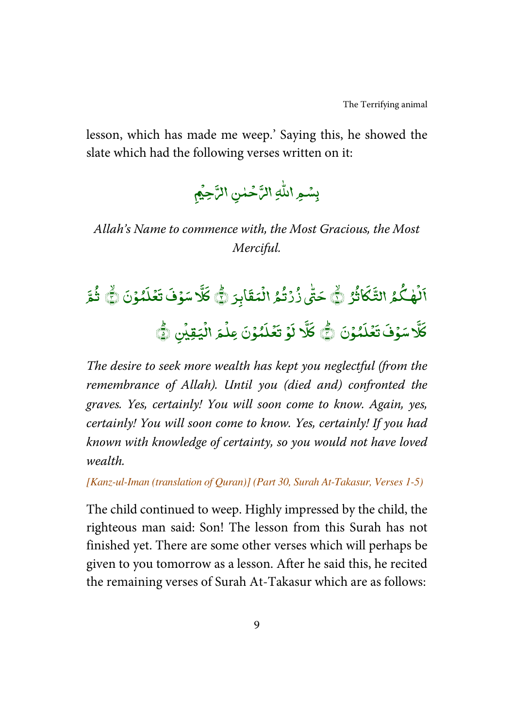lesson, which has made me weep.' Saying this, he showed the slate which had the following verses written on it:

بِسۡمِ اللّٰهِ الرَّحۡمٰنِ الرَّحِيۡمِ

*Allah's Name to commence with, the Most Gracious, the Most Merciful.*

اَلۡهٰكُمُ التَّكَاثُرُ ۙ﴿۱﴾ حَتّٰى زُرۡتُمُ الۡمَقَابِرَ ؕ﴿۲﴾ كَلَّا سَوۡفَ تَعۡلَمُوۡنَ ۙ﴿۳﴾ ثُمَّ كَلَّا سَوۡفَ تَعۡلَمُوۡنَ ؕ﴿۴﴾ كَلَّا لَوۡ تَعۡلَمُوۡنَ عِلۡمَ الۡيَقِيۡنِ ؕ﴿۵﴾

*The desire to seek more wealth has kept you neglectful (from the remembrance of Allah). Until you (died and) confronted the graves. Yes, certainly! You will soon come to know. Again, yes, certainly! You will soon come to know. Yes, certainly! If you had known with knowledge of certainty, so you would not have loved wealth.*

*[Kanz-ul-Iman (translation of Quran)] (Part 30, Surah At-Takasur, Verses 1-5)*

The child continued to weep. Highly impressed by the child, the righteous man said: Son! The lesson from this Surah has not finished yet. There are some other verses which will perhaps be given to you tomorrow as a lesson. After he said this, he recited the remaining verses of Surah At-Takasur which are as follows: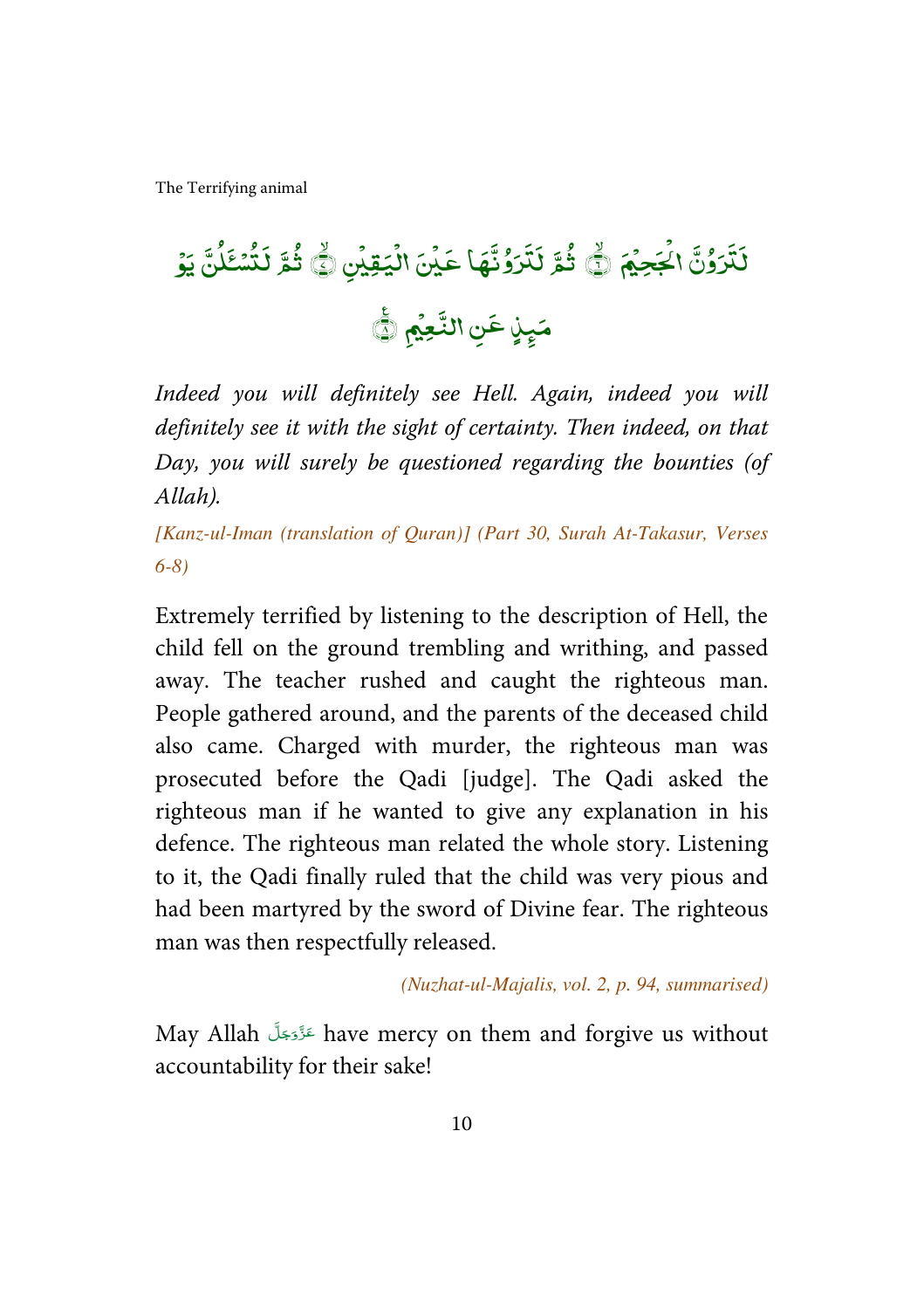لَتَرَوُنَّ الْجَحِيْمَ ۝ ثُمَّ لَتَرَوُنَّهَا عَيْنَ الْيَقِيْنِ ۝ ثُمَّ لَتُسْـَٔلُنَّ يَوْمَئِذٍ عَنِ النَّعِيْمِ ۝

*Indeed you will definitely see Hell. Again, indeed you will definitely see it with the sight of certainty. Then indeed, on that Day, you will surely be questioned regarding the bounties (of Allah).*

*[Kanz-ul-Iman (translation of Quran)] (Part 30, Surah At-Takasur, Verses 6-8)*

Extremely terrified by listening to the description of Hell, the child fell on the ground trembling and writhing, and passed away. The teacher rushed and caught the righteous man. People gathered around, and the parents of the deceased child also came. Charged with murder, the righteous man was prosecuted before the Qadi [judge]. The Qadi asked the righteous man if he wanted to give any explanation in his defence. The righteous man related the whole story. Listening to it, the Qadi finally ruled that the child was very pious and had been martyred by the sword of Divine fear. The righteous man was then respectfully released.

*(Nuzhat-ul-Majalis, vol. 2, p. 94, summarised)*

May Allah عَزَّوَجَلَّ have mercy on them and forgive us without accountability for their sake!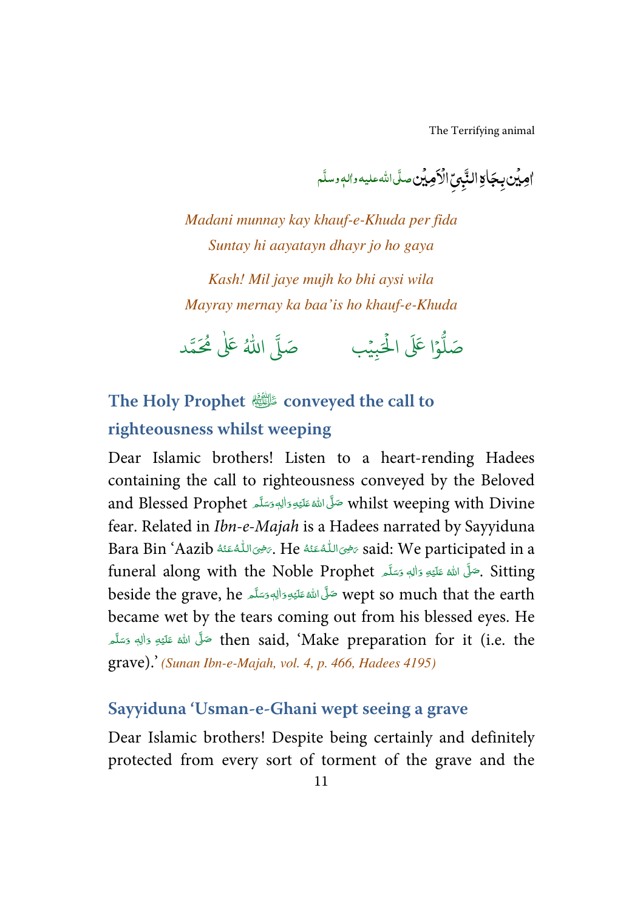اٰمِيْن بِجَاهِ النَّبِيِّ الْاَمِيْن صلَّى الله عليه واٰله وسلَّم

*Madani munnay kay khauf-e-Khuda per fida*
*Suntay hi aayatayn dhayr jo ho gaya*

*Kash! Mil jaye mujh ko bhi aysi wila*
*Mayray mernay ka baa'is ho khauf-e-Khuda*

صَلُّوْا عَلَى الْحَبِيْب     صَلَّى اللّٰهُ عَلٰى مُحَمَّد

## The Holy Prophet ﷺ conveyed the call to righteousness whilst weeping

Dear Islamic brothers! Listen to a heart-rending Hadees containing the call to righteousness conveyed by the Beloved and Blessed Prophet صَلَّى اللهُ عَلَيْهِ وَاٰلِهٖ وَسَلَّم whilst weeping with Divine fear. Related in *Ibn-e-Majah* is a Hadees narrated by Sayyiduna Bara Bin 'Aazib رَضِىَ اللّٰهُ عَنْهُ. He رَضِىَ اللّٰهُ عَنْهُ said: We participated in a funeral along with the Noble Prophet صَلَّى اللهُ عَلَيْهِ وَاٰلِهٖ وَسَلَّم. Sitting beside the grave, he صَلَّى اللهُ عَلَيْهِ وَاٰلِهٖ وَسَلَّم wept so much that the earth became wet by the tears coming out from his blessed eyes. He صَلَّى اللهُ عَلَيْهِ وَاٰلِهٖ وَسَلَّم then said, 'Make preparation for it (i.e. the grave).' *(Sunan Ibn-e-Majah, vol. 4, p. 466, Hadees 4195)*

## Sayyiduna 'Usman-e-Ghani wept seeing a grave

Dear Islamic brothers! Despite being certainly and definitely protected from every sort of torment of the grave and the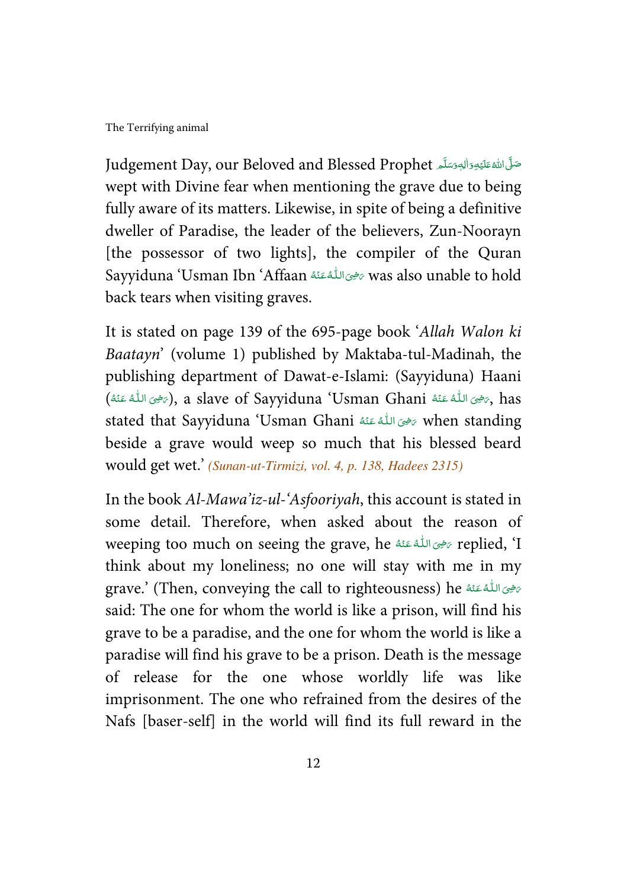Judgement Day, our Beloved and Blessed Prophet صَلَّى اللهُ عَلَيْهِ وَاٰلِهٖ وَسَلَّم wept with Divine fear when mentioning the grave due to being fully aware of its matters. Likewise, in spite of being a definitive dweller of Paradise, the leader of the believers, Zun-Noorayn [the possessor of two lights], the compiler of the Quran Sayyiduna 'Usman Ibn 'Affaan رَضِىَ اللّٰهُ عَنْهُ was also unable to hold back tears when visiting graves.

It is stated on page 139 of the 695-page book '*Allah Walon ki Baatayn*' (volume 1) published by Maktaba-tul-Madinah, the publishing department of Dawat-e-Islami: (Sayyiduna) Haani (رَضِىَ اللّٰهُ عَنْهُ), a slave of Sayyiduna 'Usman Ghani رَضِىَ اللّٰهُ عَنْهُ, has stated that Sayyiduna 'Usman Ghani رَضِىَ اللّٰهُ عَنْهُ when standing beside a grave would weep so much that his blessed beard would get wet.' *(Sunan-ut-Tirmizi, vol. 4, p. 138, Hadees 2315)*

In the book *Al-Mawa'iz-ul-'Asfooriyah*, this account is stated in some detail. Therefore, when asked about the reason of weeping too much on seeing the grave, he رَضِىَ اللّٰهُ عَنْهُ replied, 'I think about my loneliness; no one will stay with me in my grave.' (Then, conveying the call to righteousness) he رَضِىَ اللّٰهُ عَنْهُ said: The one for whom the world is like a prison, will find his grave to be a paradise, and the one for whom the world is like a paradise will find his grave to be a prison. Death is the message of release for the one whose worldly life was like imprisonment. The one who refrained from the desires of the Nafs [baser-self] in the world will find its full reward in the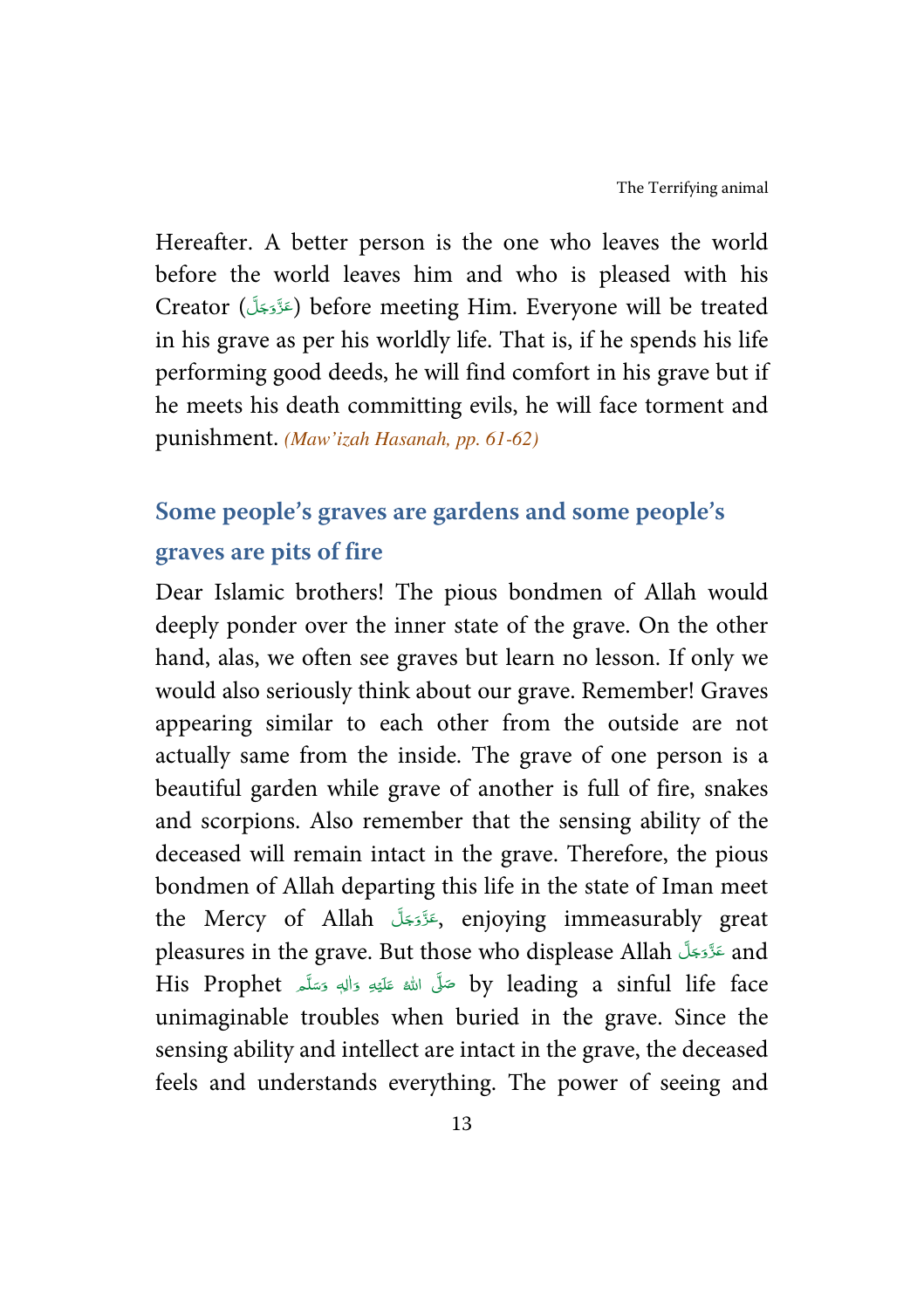Hereafter. A better person is the one who leaves the world before the world leaves him and who is pleased with his Creator (عَزَّوَجَلَّ) before meeting Him. Everyone will be treated in his grave as per his worldly life. That is, if he spends his life performing good deeds, he will find comfort in his grave but if he meets his death committing evils, he will face torment and punishment. *(Maw'izah Hasanah, pp. 61-62)*

## Some people's graves are gardens and some people's graves are pits of fire

Dear Islamic brothers! The pious bondmen of Allah would deeply ponder over the inner state of the grave. On the other hand, alas, we often see graves but learn no lesson. If only we would also seriously think about our grave. Remember! Graves appearing similar to each other from the outside are not actually same from the inside. The grave of one person is a beautiful garden while grave of another is full of fire, snakes and scorpions. Also remember that the sensing ability of the deceased will remain intact in the grave. Therefore, the pious bondmen of Allah departing this life in the state of Iman meet the Mercy of Allah عَزَّوَجَلَّ, enjoying immeasurably great pleasures in the grave. But those who displease Allah عَزَّوَجَلَّ and His Prophet صَلَّى اللهُ عَلَيْهِ وَاٰلِهٖ وَسَلَّم by leading a sinful life face unimaginable troubles when buried in the grave. Since the sensing ability and intellect are intact in the grave, the deceased feels and understands everything. The power of seeing and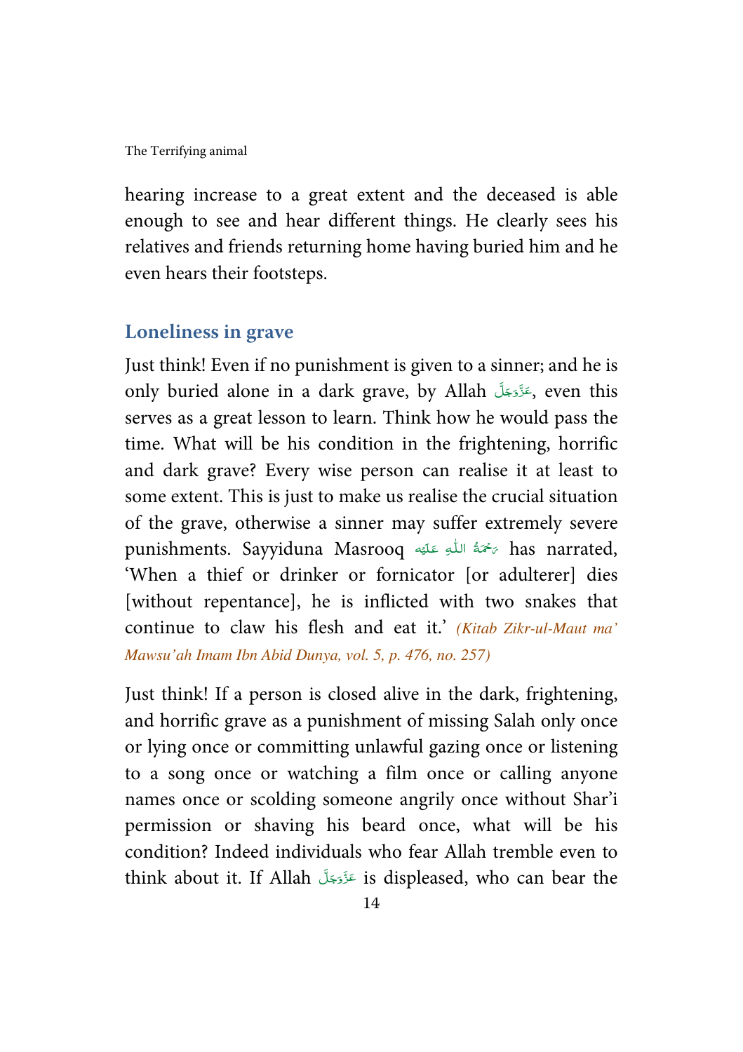hearing increase to a great extent and the deceased is able enough to see and hear different things. He clearly sees his relatives and friends returning home having buried him and he even hears their footsteps.

## Loneliness in grave

Just think! Even if no punishment is given to a sinner; and he is only buried alone in a dark grave, by Allah عَزَّوَجَلَّ, even this serves as a great lesson to learn. Think how he would pass the time. What will be his condition in the frightening, horrific and dark grave? Every wise person can realise it at least to some extent. This is just to make us realise the crucial situation of the grave, otherwise a sinner may suffer extremely severe punishments. Sayyiduna Masrooq رَحْمَةُ اللّٰهِ عَلَيْه has narrated, 'When a thief or drinker or fornicator [or adulterer] dies [without repentance], he is inflicted with two snakes that continue to claw his flesh and eat it.' *(Kitab Zikr-ul-Maut ma' Mawsu'ah Imam Ibn Abid Dunya, vol. 5, p. 476, no. 257)*

Just think! If a person is closed alive in the dark, frightening, and horrific grave as a punishment of missing Salah only once or lying once or committing unlawful gazing once or listening to a song once or watching a film once or calling anyone names once or scolding someone angrily once without Shar'i permission or shaving his beard once, what will be his condition? Indeed individuals who fear Allah tremble even to think about it. If Allah عَزَّوَجَلَّ is displeased, who can bear the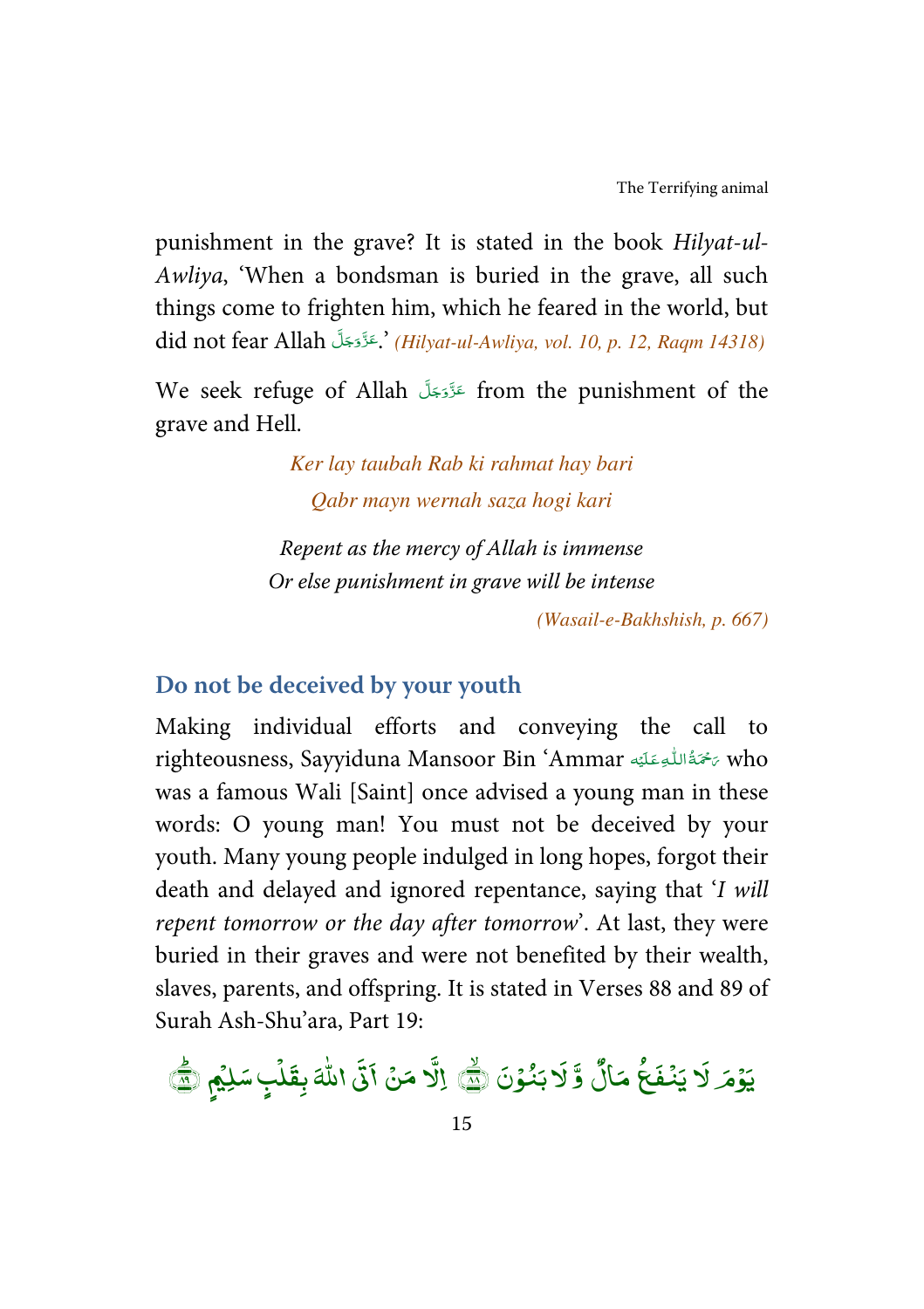punishment in the grave? It is stated in the book *Hilyat-ul-Awliya*, 'When a bondsman is buried in the grave, all such things come to frighten him, which he feared in the world, but did not fear Allah عَزَّوَجَلَّ.' *(Hilyat-ul-Awliya, vol. 10, p. 12, Raqm 14318)*

We seek refuge of Allah عَزَّوَجَلَّ from the punishment of the grave and Hell.

*Ker lay taubah Rab ki rahmat hay bari*
*Qabr mayn wernah saza hogi kari*

*Repent as the mercy of Allah is immense*
*Or else punishment in grave will be intense*

*(Wasail-e-Bakhshish, p. 667)*

## Do not be deceived by your youth

Making individual efforts and conveying the call to righteousness, Sayyiduna Mansoor Bin 'Ammar رَحْمَةُ اللّٰهِ عَلَيْه who was a famous Wali [Saint] once advised a young man in these words: O young man! You must not be deceived by your youth. Many young people indulged in long hopes, forgot their death and delayed and ignored repentance, saying that '*I will repent tomorrow or the day after tomorrow*'. At last, they were buried in their graves and were not benefited by their wealth, slaves, parents, and offspring. It is stated in Verses 88 and 89 of Surah Ash-Shu'ara, Part 19:

يَوْمَ لَا يَنْفَعُ مَالٌ وَّ لَا بَنُوْنَ ﴿۸۸﴾ اِلَّا مَنْ اَتَى اللّٰهَ بِقَلْبٍ سَلِيْمٍ ﴿۸۹﴾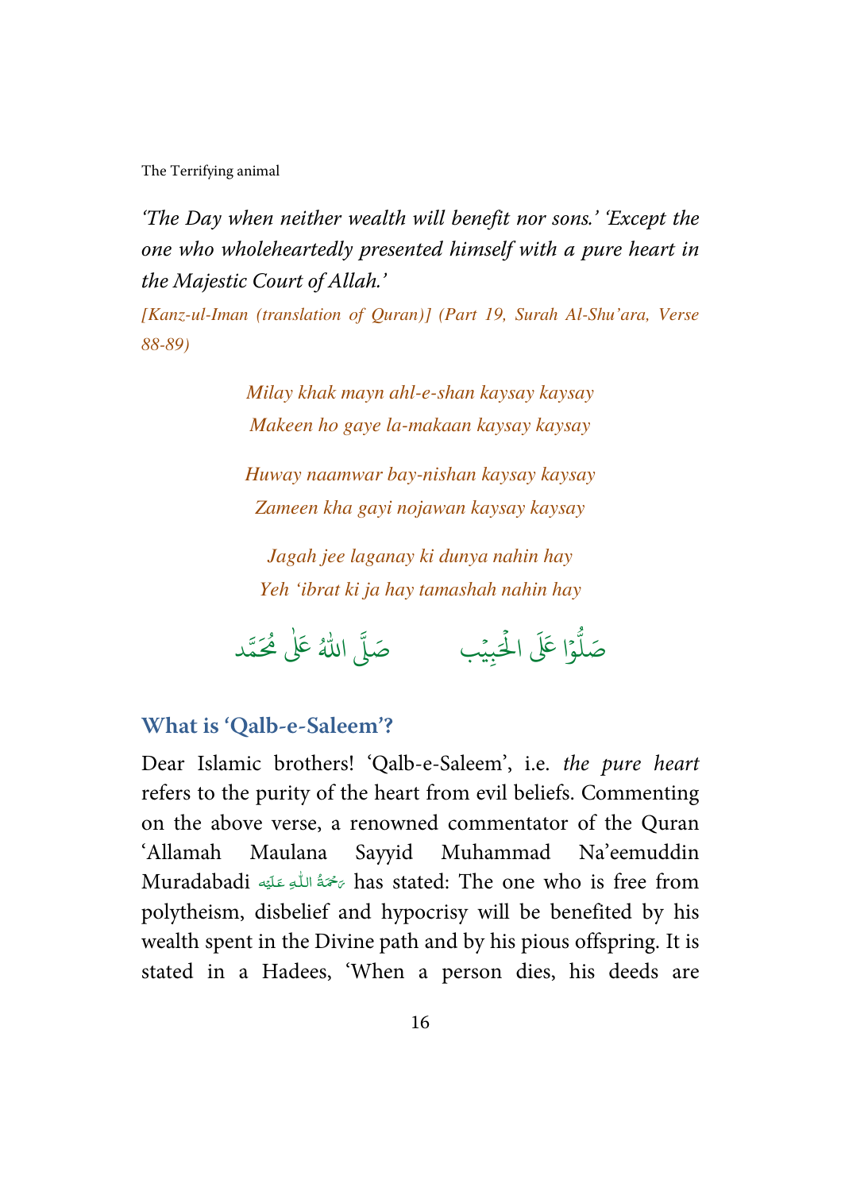*'The Day when neither wealth will benefit nor sons.' 'Except the one who wholeheartedly presented himself with a pure heart in the Majestic Court of Allah.'*

*[Kanz-ul-Iman (translation of Quran)] (Part 19, Surah Al-Shu'ara, Verse 88-89)*

*Milay khak mayn ahl-e-shan kaysay kaysay*
*Makeen ho gaye la-makaan kaysay kaysay*

*Huway naamwar bay-nishan kaysay kaysay*
*Zameen kha gayi nojawan kaysay kaysay*

*Jagah jee laganay ki dunya nahin hay*
*Yeh 'ibrat ki ja hay tamashah nahin hay*

صَلُّوْا عَلَى الْحَبِيْب　　　صَلَّى اللهُ عَلٰى مُحَمَّد

## What is 'Qalb-e-Saleem'?

Dear Islamic brothers! 'Qalb-e-Saleem', i.e. *the pure heart* refers to the purity of the heart from evil beliefs. Commenting on the above verse, a renowned commentator of the Quran 'Allamah Maulana Sayyid Muhammad Na'eemuddin Muradabadi رَحْمَةُ اللّٰهِ عَلَيْه has stated: The one who is free from polytheism, disbelief and hypocrisy will be benefited by his wealth spent in the Divine path and by his pious offspring. It is stated in a Hadees, 'When a person dies, his deeds are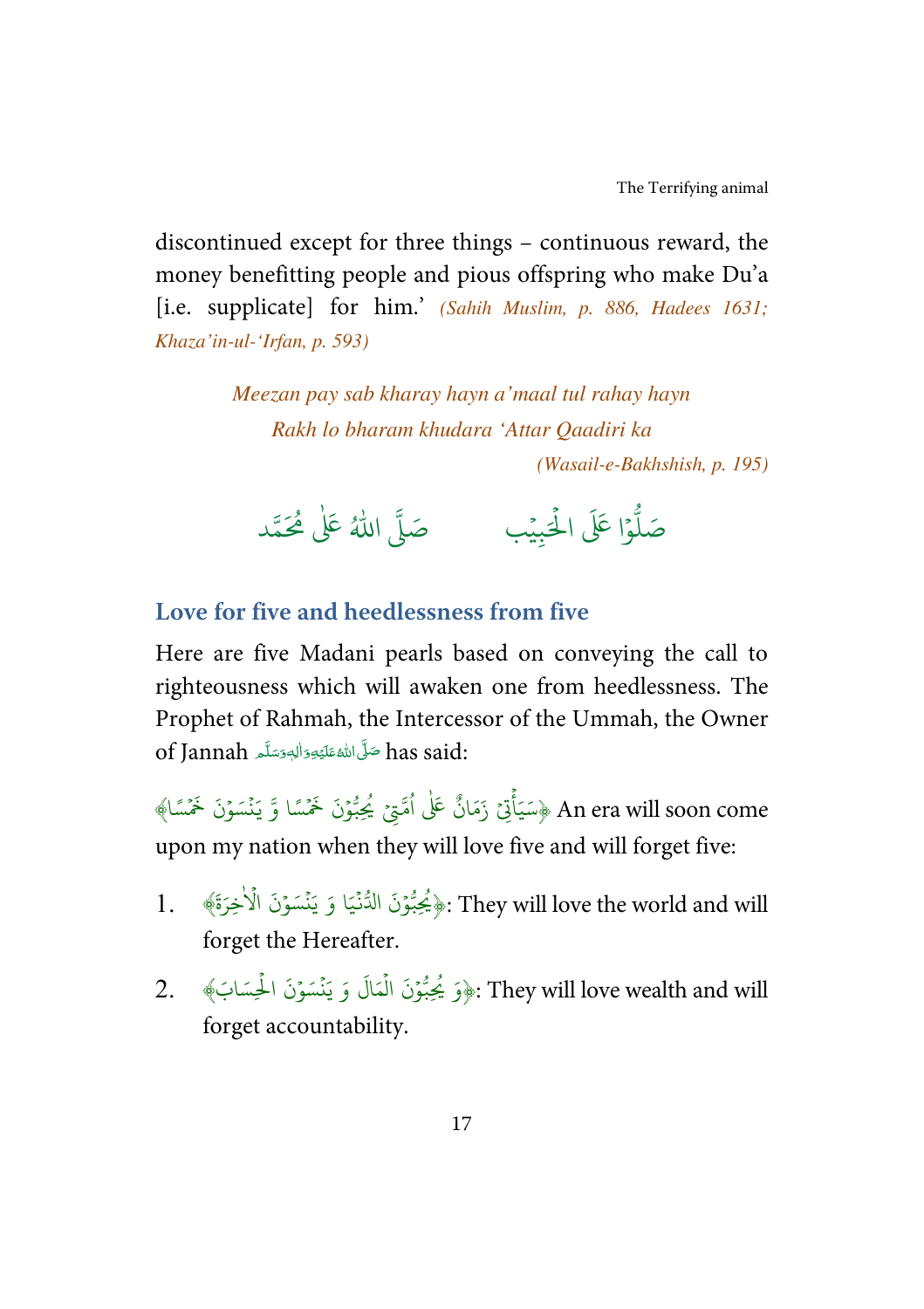discontinued except for three things – continuous reward, the money benefitting people and pious offspring who make Du'a [i.e. supplicate] for him.' *(Sahih Muslim, p. 886, Hadees 1631; Khaza'in-ul-'Irfan, p. 593)*

*Meezan pay sab kharay hayn a'maal tul rahay hayn*
*Rakh lo bharam khudara 'Attar Qaadiri ka*
*(Wasail-e-Bakhshish, p. 195)*

صَلُّوْا عَلَى الْحَبِيْب          صَلَّى اللّٰهُ عَلٰى مُحَمَّد

## Love for five and heedlessness from five

Here are five Madani pearls based on conveying the call to righteousness which will awaken one from heedlessness. The Prophet of Rahmah, the Intercessor of the Ummah, the Owner of Jannah صَلَّى اللّٰهُ عَلَيْهِ وَاٰلِهٖ وَسَلَّم has said:

﴿سَيَأْتِيْ زَمَانٌ عَلٰى اُمَّتِيْ يُحِبُّوْنَ خَمْسًا وَّ يَنْسَوْنَ خَمْسًا﴾ An era will soon come upon my nation when they will love five and will forget five:

1. ﴿يُحِبُّوْنَ الدُّنْيَا وَ يَنْسَوْنَ الْاٰخِرَةَ﴾: They will love the world and will forget the Hereafter.
2. ﴿وَ يُحِبُّوْنَ الْمَالَ وَ يَنْسَوْنَ الْحِسَابَ﴾: They will love wealth and will forget accountability.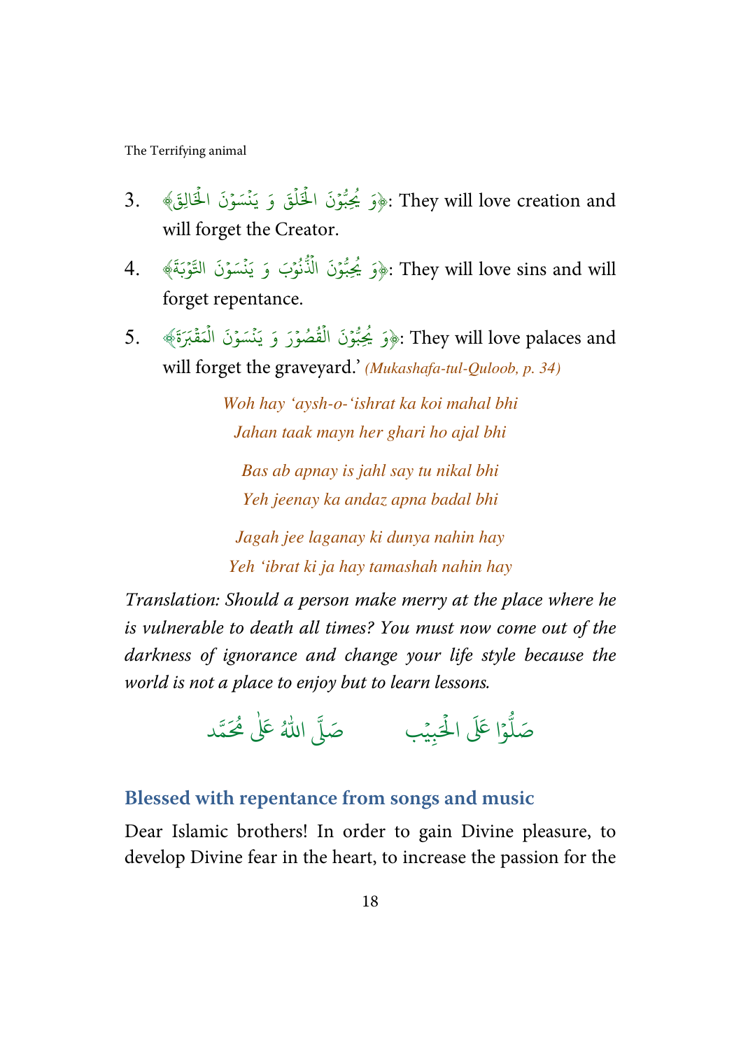3. ﴿وَ يُحِبُّوْنَ الْخَلْقَ وَ يَنْسَوْنَ الْخَالِقَ﴾: They will love creation and will forget the Creator.

4. ﴿وَ يُحِبُّوْنَ الذُّنُوْبَ وَ يَنْسَوْنَ التَّوْبَةَ﴾: They will love sins and will forget repentance.

5. ﴿وَ يُحِبُّوْنَ الْقُصُوْرَ وَ يَنْسَوْنَ الْمَقْبَرَةَ﴾: They will love palaces and will forget the graveyard.’ *(Mukashafa-tul-Quloob, p. 34)*

*Woh hay ‘aysh-o-‘ishrat ka koi mahal bhi*
*Jahan taak mayn her ghari ho ajal bhi*

*Bas ab apnay is jahl say tu nikal bhi*
*Yeh jeenay ka andaz apna badal bhi*

*Jagah jee laganay ki dunya nahin hay*
*Yeh ‘ibrat ki ja hay tamashah nahin hay*

*Translation: Should a person make merry at the place where he is vulnerable to death all times? You must now come out of the darkness of ignorance and change your life style because the world is not a place to enjoy but to learn lessons.*

صَلُّوْا عَلَى الْحَبِيْب صَلَّى اللهُ عَلٰى مُحَمَّد

## Blessed with repentance from songs and music

Dear Islamic brothers! In order to gain Divine pleasure, to develop Divine fear in the heart, to increase the passion for the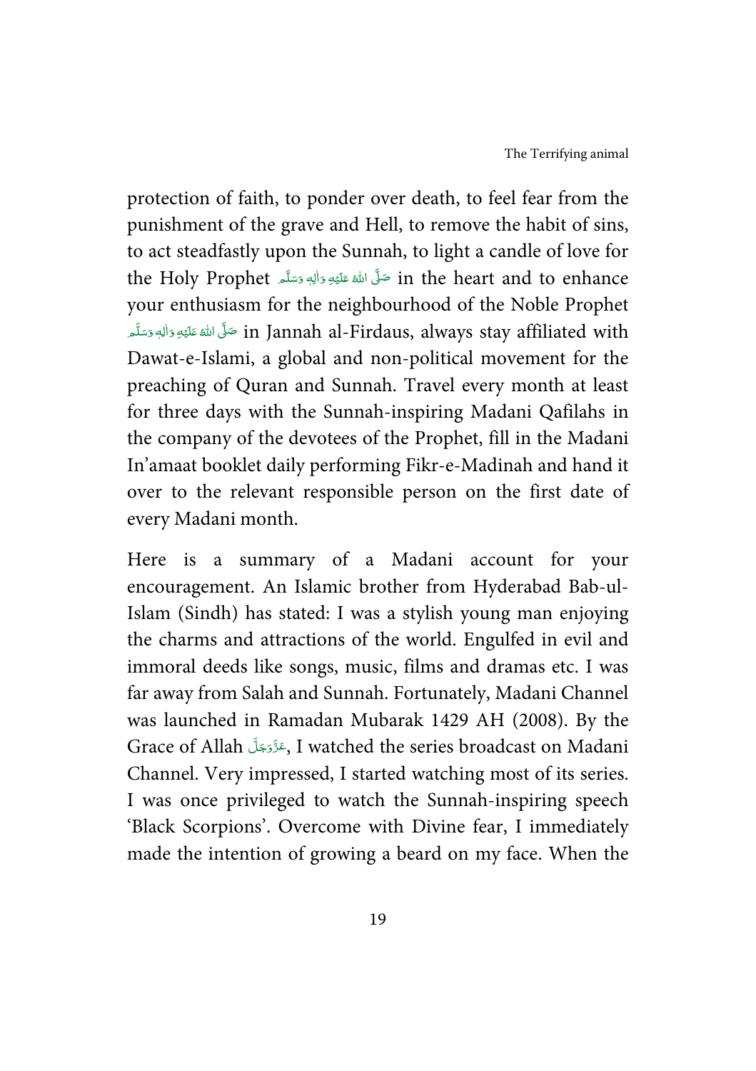protection of faith, to ponder over death, to feel fear from the punishment of the grave and Hell, to remove the habit of sins, to act steadfastly upon the Sunnah, to light a candle of love for the Holy Prophet صَلَّى اللهُ عَلَيْهِ وَاٰلِهٖ وَسَلَّم in the heart and to enhance your enthusiasm for the neighbourhood of the Noble Prophet صَلَّى اللهُ عَلَيْهِ وَاٰلِهٖ وَسَلَّم in Jannah al-Firdaus, always stay affiliated with Dawat-e-Islami, a global and non-political movement for the preaching of Quran and Sunnah. Travel every month at least for three days with the Sunnah-inspiring Madani Qafilahs in the company of the devotees of the Prophet, fill in the Madani In'amaat booklet daily performing Fikr-e-Madinah and hand it over to the relevant responsible person on the first date of every Madani month.

Here is a summary of a Madani account for your encouragement. An Islamic brother from Hyderabad Bab-ul-Islam (Sindh) has stated: I was a stylish young man enjoying the charms and attractions of the world. Engulfed in evil and immoral deeds like songs, music, films and dramas etc. I was far away from Salah and Sunnah. Fortunately, Madani Channel was launched in Ramadan Mubarak 1429 AH (2008). By the Grace of Allah عَزَّوَجَلَّ, I watched the series broadcast on Madani Channel. Very impressed, I started watching most of its series. I was once privileged to watch the Sunnah-inspiring speech 'Black Scorpions'. Overcome with Divine fear, I immediately made the intention of growing a beard on my face. When the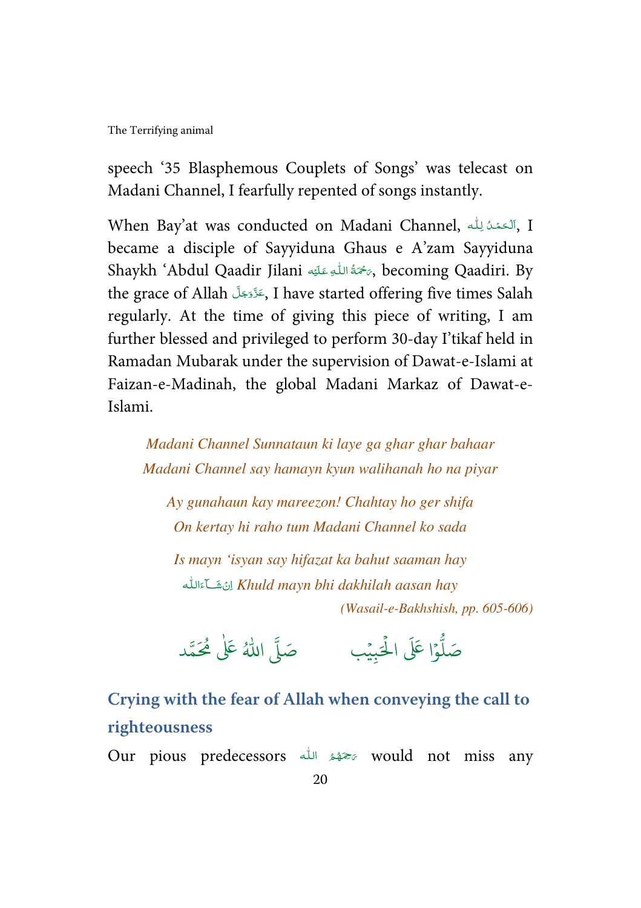speech '35 Blasphemous Couplets of Songs' was telecast on Madani Channel, I fearfully repented of songs instantly.

When Bay'at was conducted on Madani Channel, اَلۡحَمۡدُ لِلّٰه, I became a disciple of Sayyiduna Ghaus e A'zam Sayyiduna Shaykh 'Abdul Qaadir Jilani رَحۡمَةُ اللّٰهِ عَلَيۡه, becoming Qaadiri. By the grace of Allah عَزَّوَجَلَّ, I have started offering five times Salah regularly. At the time of giving this piece of writing, I am further blessed and privileged to perform 30-day I'tikaf held in Ramadan Mubarak under the supervision of Dawat-e-Islami at Faizan-e-Madinah, the global Madani Markaz of Dawat-e-Islami.

*Madani Channel Sunnataun ki laye ga ghar ghar bahaar*
*Madani Channel say hamayn kyun walihanah ho na piyar*

*Ay gunahaun kay mareezon! Chahtay ho ger shifa*
*On kertay hi raho tum Madani Channel ko sada*

*Is mayn 'isyan say hifazat ka bahut saaman hay*
*Khuld mayn bhi dakhilah aasan hay* اِنۡ شَآءَاللّٰه

*(Wasail-e-Bakhshish, pp. 605-606)*

صَلُّوۡا عَلَى الۡحَبِيۡب &nbsp;&nbsp;&nbsp;&nbsp;&nbsp; صَلَّى اللّٰهُ عَلٰى مُحَمَّد

## Crying with the fear of Allah when conveying the call to righteousness

Our pious predecessors رَحِمَهُمُ اللّٰه would not miss any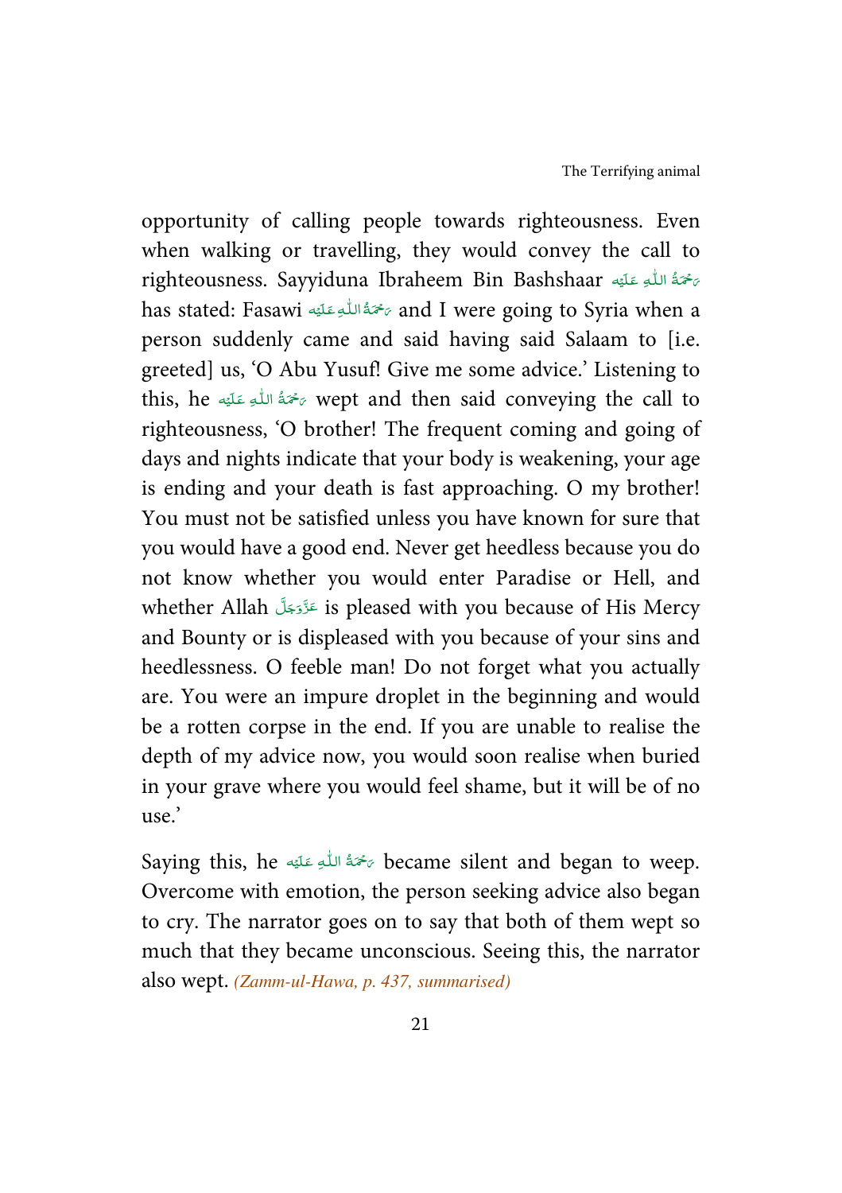opportunity of calling people towards righteousness. Even when walking or travelling, they would convey the call to righteousness. Sayyiduna Ibraheem Bin Bashshaar رَحْمَةُ اللّٰهِ عَلَيْه has stated: Fasawi رَحْمَةُ اللّٰهِ عَلَيْه and I were going to Syria when a person suddenly came and said having said Salaam to [i.e. greeted] us, 'O Abu Yusuf! Give me some advice.' Listening to this, he رَحْمَةُ اللّٰهِ عَلَيْه wept and then said conveying the call to righteousness, 'O brother! The frequent coming and going of days and nights indicate that your body is weakening, your age is ending and your death is fast approaching. O my brother! You must not be satisfied unless you have known for sure that you would have a good end. Never get heedless because you do not know whether you would enter Paradise or Hell, and whether Allah عَزَّوَجَلَّ is pleased with you because of His Mercy and Bounty or is displeased with you because of your sins and heedlessness. O feeble man! Do not forget what you actually are. You were an impure droplet in the beginning and would be a rotten corpse in the end. If you are unable to realise the depth of my advice now, you would soon realise when buried in your grave where you would feel shame, but it will be of no use.'

Saying this, he رَحْمَةُ اللّٰهِ عَلَيْه became silent and began to weep. Overcome with emotion, the person seeking advice also began to cry. The narrator goes on to say that both of them wept so much that they became unconscious. Seeing this, the narrator also wept. *(Zamm-ul-Hawa, p. 437, summarised)*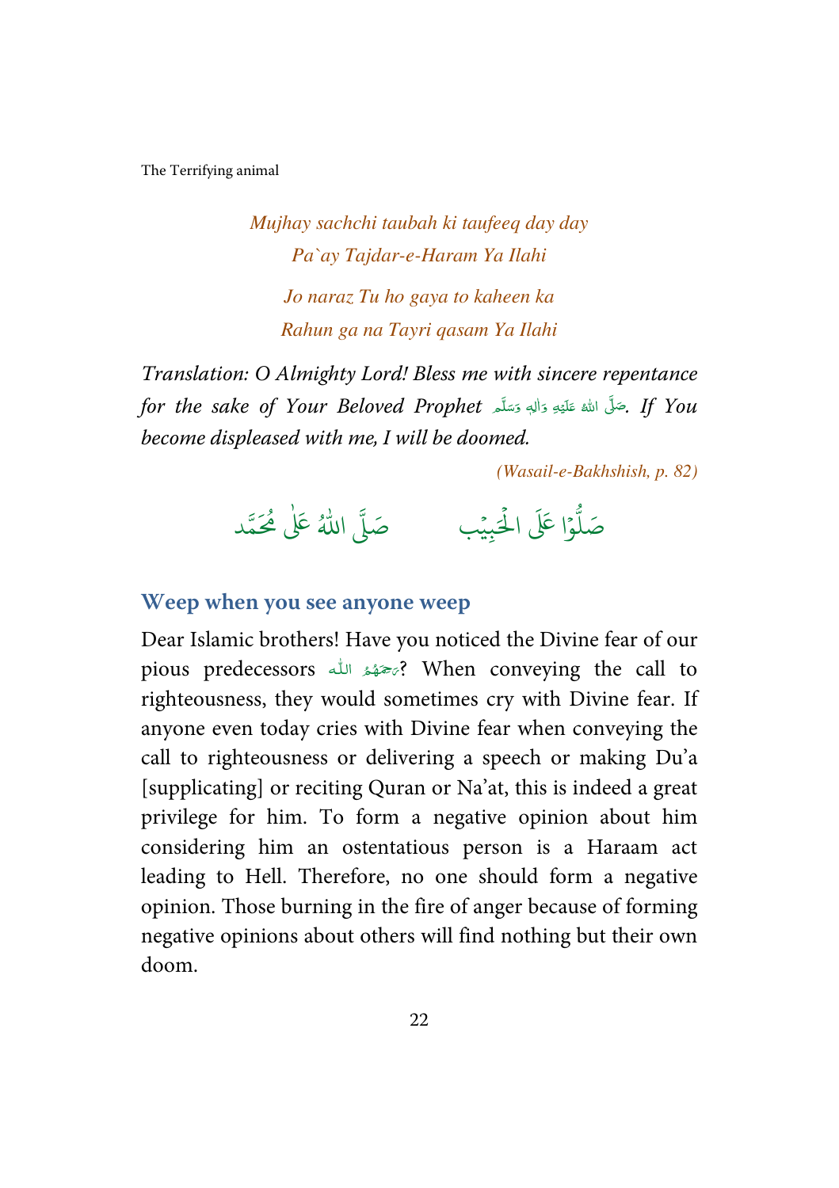*Mujhay sachchi taubah ki taufeeq day day*
*Pa`ay Tajdar-e-Haram Ya Ilahi*

*Jo naraz Tu ho gaya to kaheen ka*
*Rahun ga na Tayri qasam Ya Ilahi*

*Translation: O Almighty Lord! Bless me with sincere repentance for the sake of Your Beloved Prophet* صَلَّى اللّٰه عَلَيْهِ وَاٰلِهٖ وَسَلَّم*. If You become displeased with me, I will be doomed.*

*(Wasail-e-Bakhshish, p. 82)*

صَلُّوْا عَلَى الْحَبِيْب صَلَّى اللّٰهُ عَلٰى مُحَمَّد

## Weep when you see anyone weep

Dear Islamic brothers! Have you noticed the Divine fear of our pious predecessors رَحِمَهُمُ الله? When conveying the call to righteousness, they would sometimes cry with Divine fear. If anyone even today cries with Divine fear when conveying the call to righteousness or delivering a speech or making Du'a [supplicating] or reciting Quran or Na'at, this is indeed a great privilege for him. To form a negative opinion about him considering him an ostentatious person is a Haraam act leading to Hell. Therefore, no one should form a negative opinion. Those burning in the fire of anger because of forming negative opinions about others will find nothing but their own doom.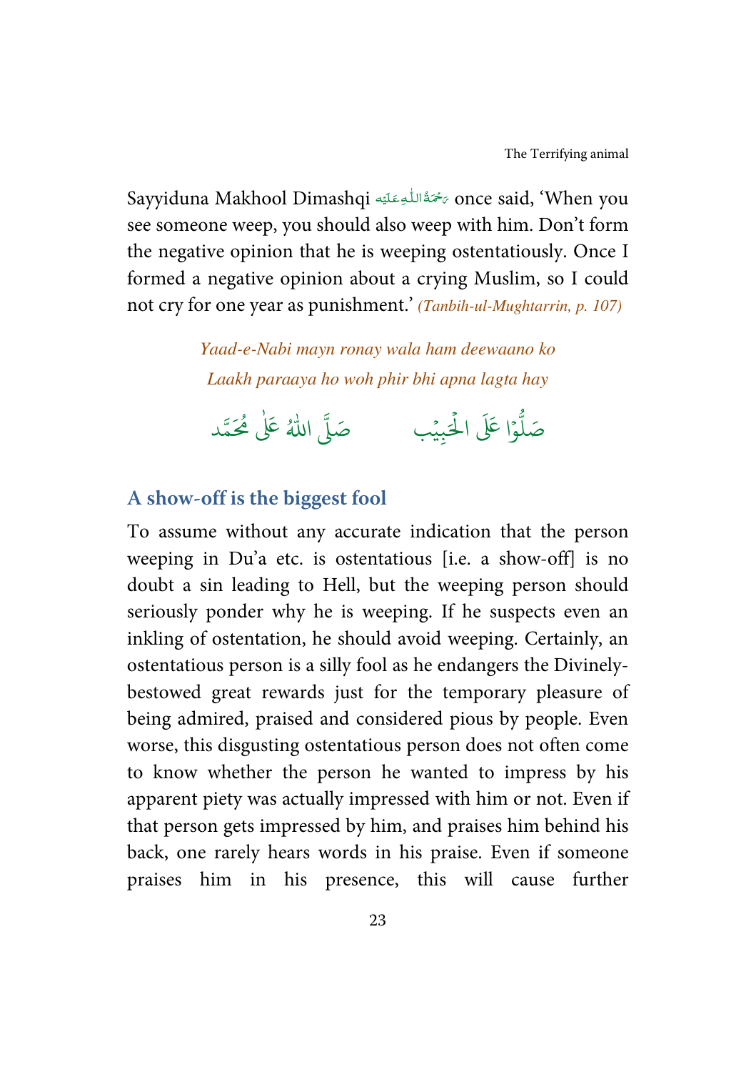Sayyiduna Makhool Dimashqi رَحْمَةُ اللّٰهِ عَلَيْه once said, 'When you see someone weep, you should also weep with him. Don't form the negative opinion that he is weeping ostentatiously. Once I formed a negative opinion about a crying Muslim, so I could not cry for one year as punishment.' *(Tanbih-ul-Mughtarrin, p. 107)*

*Yaad-e-Nabi mayn ronay wala ham deewaano ko*
*Laakh paraaya ho woh phir bhi apna lagta hay*

صَلُّوْا عَلَى الْحَبِيْب صَلَّى اللّٰهُ عَلٰى مُحَمَّد

## A show-off is the biggest fool

To assume without any accurate indication that the person weeping in Du'a etc. is ostentatious [i.e. a show-off] is no doubt a sin leading to Hell, but the weeping person should seriously ponder why he is weeping. If he suspects even an inkling of ostentation, he should avoid weeping. Certainly, an ostentatious person is a silly fool as he endangers the Divinely-bestowed great rewards just for the temporary pleasure of being admired, praised and considered pious by people. Even worse, this disgusting ostentatious person does not often come to know whether the person he wanted to impress by his apparent piety was actually impressed with him or not. Even if that person gets impressed by him, and praises him behind his back, one rarely hears words in his praise. Even if someone praises him in his presence, this will cause further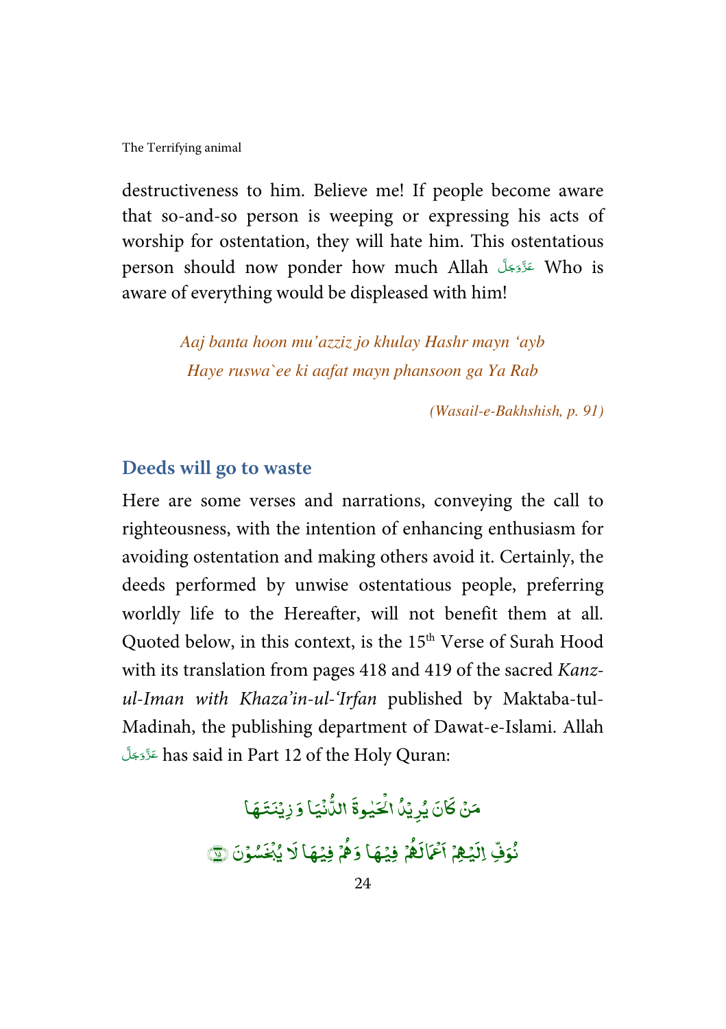destructiveness to him. Believe me! If people become aware that so-and-so person is weeping or expressing his acts of worship for ostentation, they will hate him. This ostentatious person should now ponder how much Allah عَزَّوَجَلَّ Who is aware of everything would be displeased with him!

*Aaj banta hoon mu'azziz jo khulay Hashr mayn 'ayb*
*Haye ruswa`ee ki aafat mayn phansoon ga Ya Rab*

*(Wasail-e-Bakhshish, p. 91)*

## Deeds will go to waste

Here are some verses and narrations, conveying the call to righteousness, with the intention of enhancing enthusiasm for avoiding ostentation and making others avoid it. Certainly, the deeds performed by unwise ostentatious people, preferring worldly life to the Hereafter, will not benefit them at all. Quoted below, in this context, is the 15th Verse of Surah Hood with its translation from pages 418 and 419 of the sacred *Kanz-ul-Iman with Khaza'in-ul-'Irfan* published by Maktaba-tul-Madinah, the publishing department of Dawat-e-Islami. Allah عَزَّوَجَلَّ has said in Part 12 of the Holy Quran:

مَنْ كَانَ يُرِيْدُ الْحَيٰوةَ الدُّنْيَا وَزِيْنَتَهَا
نُوَفِّ اِلَيْهِمْ اَعْمَالَهُمْ فِيْهَا وَهُمْ فِيْهَا لَا يُبْخَسُوْنَ ﴿۱۵﴾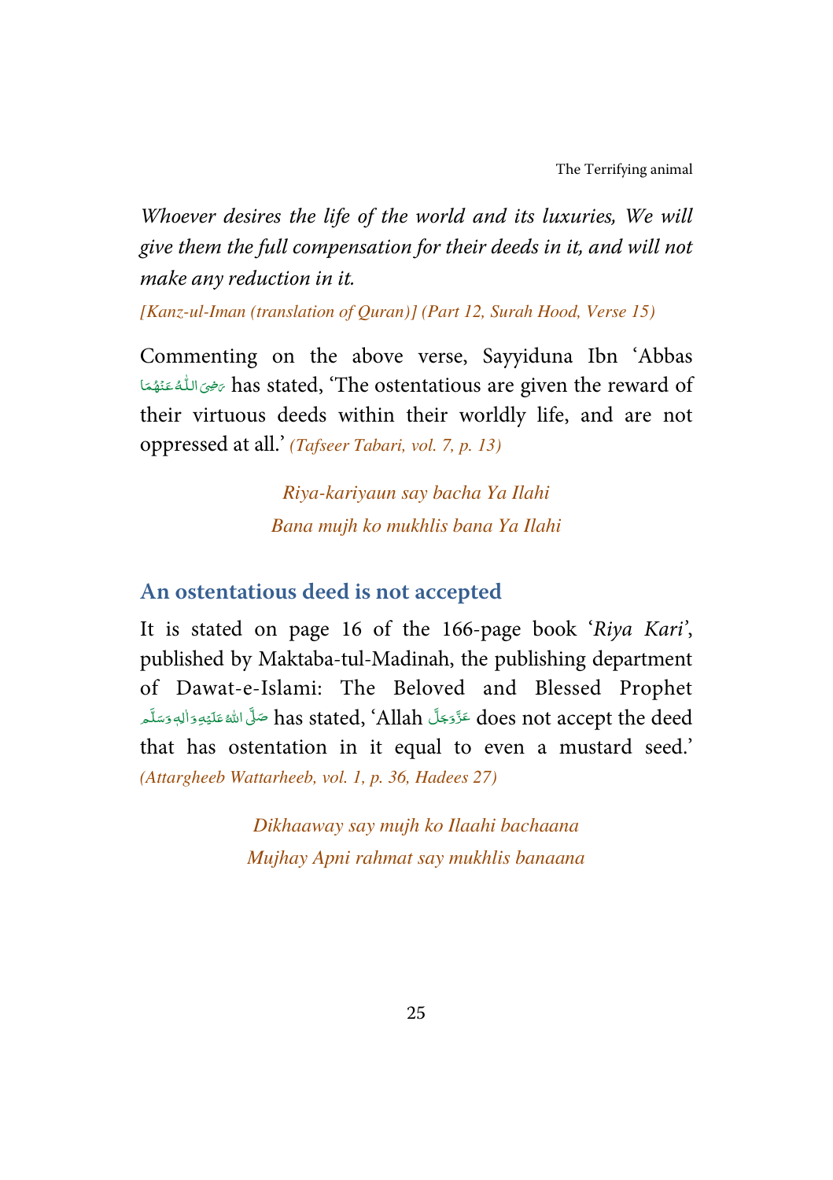*Whoever desires the life of the world and its luxuries, We will give them the full compensation for their deeds in it, and will not make any reduction in it.*

*[Kanz-ul-Iman (translation of Quran)] (Part 12, Surah Hood, Verse 15)*

Commenting on the above verse, Sayyiduna Ibn 'Abbas رَضِیَ اللّٰہُ عَنۡهُمَا has stated, 'The ostentatious are given the reward of their virtuous deeds within their worldly life, and are not oppressed at all.' *(Tafseer Tabari, vol. 7, p. 13)*

*Riya-kariyaun say bacha Ya Ilahi*
*Bana mujh ko mukhlis bana Ya Ilahi*

## An ostentatious deed is not accepted

It is stated on page 16 of the 166-page book '*Riya Kari*', published by Maktaba-tul-Madinah, the publishing department of Dawat-e-Islami: The Beloved and Blessed Prophet صَلَّى اللهُ عَلَيۡهِ وَاٰلِهٖ وَسَلَّم has stated, 'Allah عَزَّوَجَلَّ does not accept the deed that has ostentation in it equal to even a mustard seed.' *(Attargheeb Wattarheeb, vol. 1, p. 36, Hadees 27)*

*Dikhaaway say mujh ko Ilaahi bachaana*
*Mujhay Apni rahmat say mukhlis banaana*